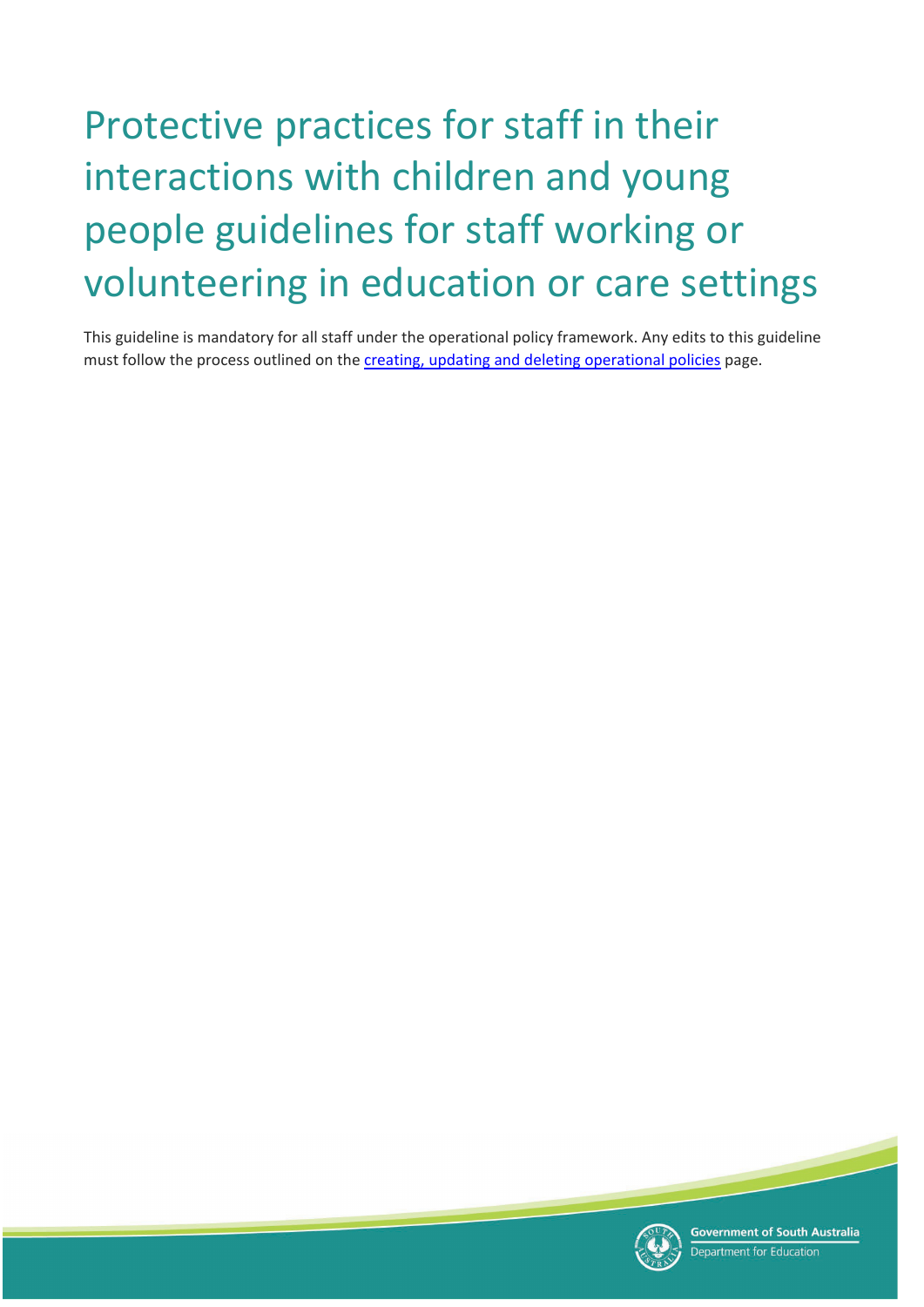# Protective practices for staff in their interactions with children and young people guidelines for staff working or volunteering in education or care settings

This guideline is mandatory for all staff under the operational policy framework. Any edits to this guideline must follow the process outlined on the [creating, updating and deleting operational policies](creating, updating and deleting operational policies) page.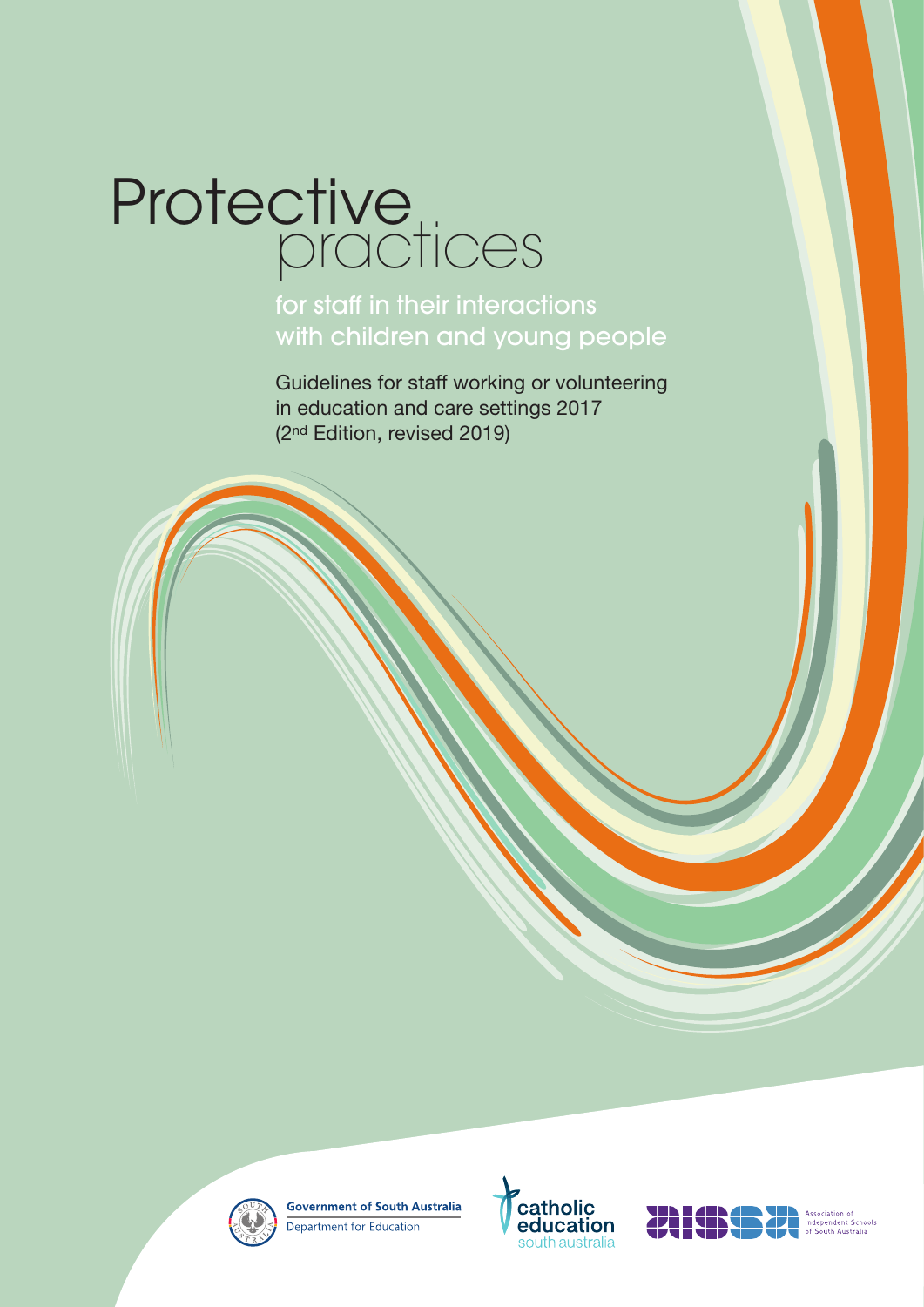# Protective practices

## for staff in their interactions with children and young people

Guidelines for staff working or volunteering in education and care settings 2017 (2nd Edition, revised 2019)

Government of South Australia
Department for Education

catholic education south australia

Association of Independent Schools of South Australia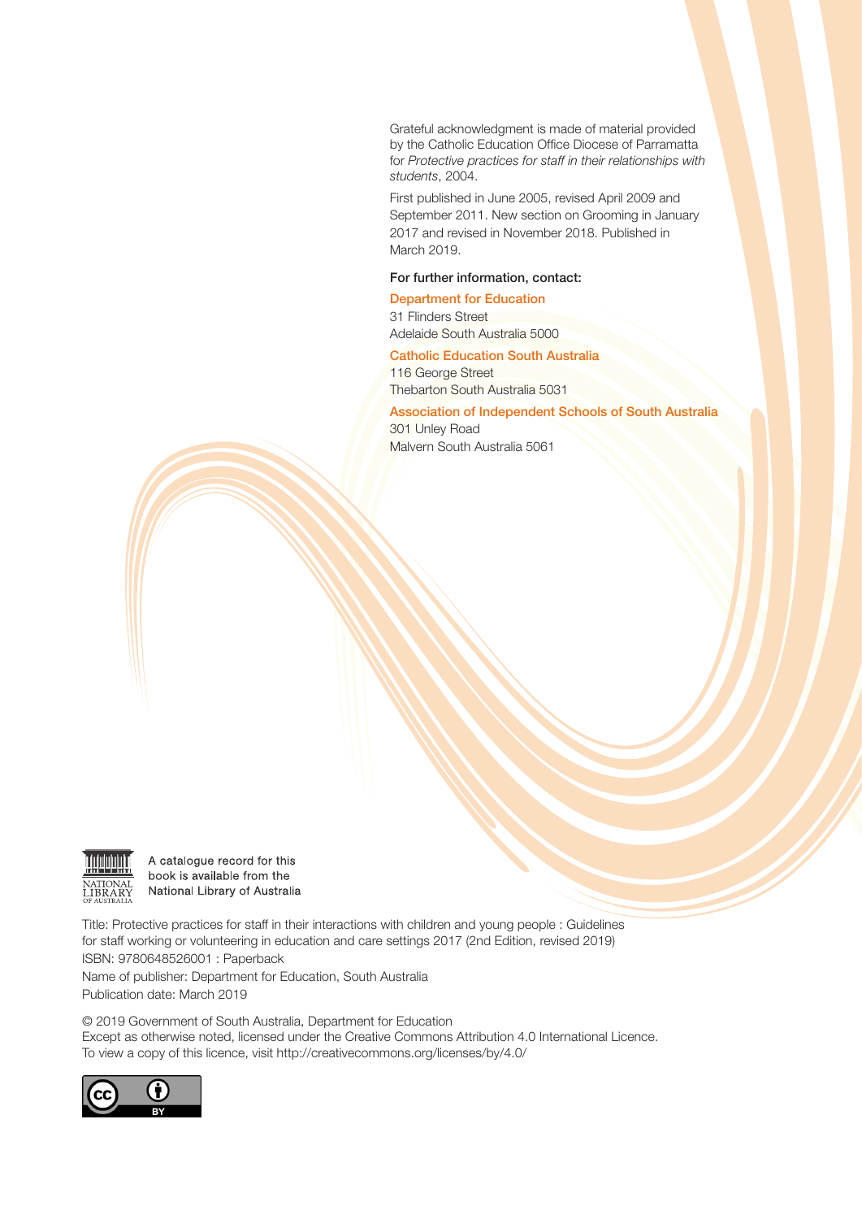Grateful acknowledgment is made of material provided by the Catholic Education Office Diocese of Parramatta for *Protective practices for staff in their relationships with students*, 2004.

First published in June 2005, revised April 2009 and September 2011. New section on Grooming in January 2017 and revised in November 2018. Published in March 2019.

**For further information, contact:**

**Department for Education**
31 Flinders Street
Adelaide South Australia 5000

**Catholic Education South Australia**
116 George Street
Thebarton South Australia 5031

**Association of Independent Schools of South Australia**
301 Unley Road
Malvern South Australia 5061

NATIONAL LIBRARY OF AUSTRALIA

A catalogue record for this book is available from the National Library of Australia

Title: Protective practices for staff in their interactions with children and young people : Guidelines for staff working or volunteering in education and care settings 2017 (2nd Edition, revised 2019)
ISBN: 9780648526001 : Paperback
Name of publisher: Department for Education, South Australia
Publication date: March 2019

© 2019 Government of South Australia, Department for Education
Except as otherwise noted, licensed under the Creative Commons Attribution 4.0 International Licence.
To view a copy of this licence, visit http://creativecommons.org/licenses/by/4.0/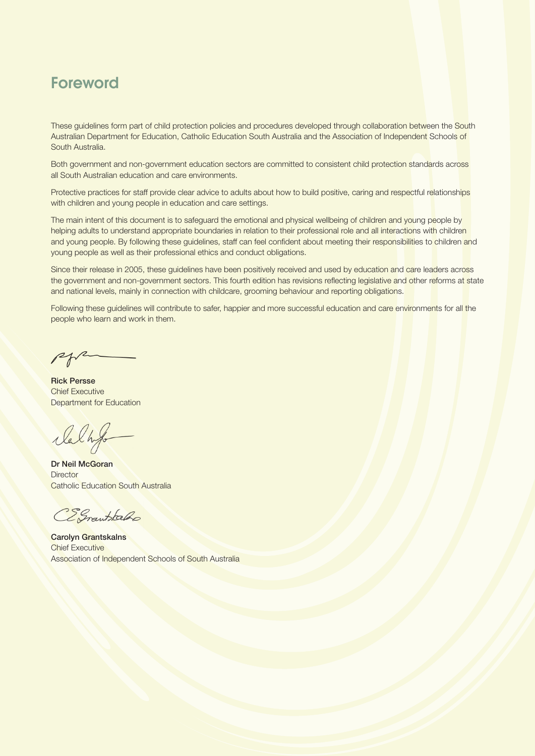# Foreword

These guidelines form part of child protection policies and procedures developed through collaboration between the South Australian Department for Education, Catholic Education South Australia and the Association of Independent Schools of South Australia.

Both government and non-government education sectors are committed to consistent child protection standards across all South Australian education and care environments.

Protective practices for staff provide clear advice to adults about how to build positive, caring and respectful relationships with children and young people in education and care settings.

The main intent of this document is to safeguard the emotional and physical wellbeing of children and young people by helping adults to understand appropriate boundaries in relation to their professional role and all interactions with children and young people. By following these guidelines, staff can feel confident about meeting their responsibilities to children and young people as well as their professional ethics and conduct obligations.

Since their release in 2005, these guidelines have been positively received and used by education and care leaders across the government and non-government sectors. This fourth edition has revisions reflecting legislative and other reforms at state and national levels, mainly in connection with childcare, grooming behaviour and reporting obligations.

Following these guidelines will contribute to safer, happier and more successful education and care environments for all the people who learn and work in them.

**Rick Persse**
Chief Executive
Department for Education

**Dr Neil McGoran**
Director
Catholic Education South Australia

**Carolyn Grantskalns**
Chief Executive
Association of Independent Schools of South Australia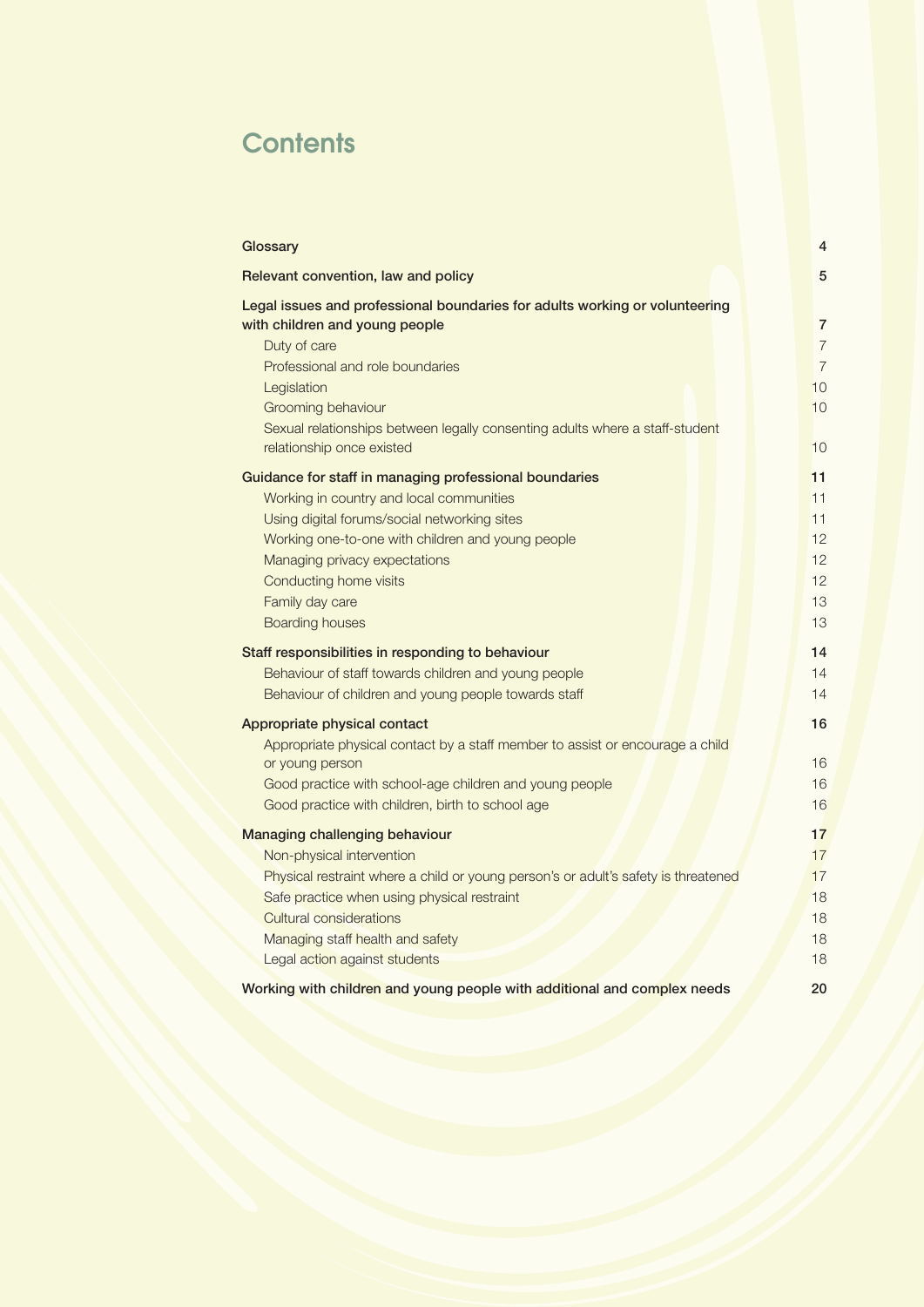# Contents

| | |
|---|---|
| **Glossary** | **4** |
| **Relevant convention, law and policy** | **5** |
| **Legal issues and professional boundaries for adults working or volunteering with children and young people** | **7** |
| Duty of care | 7 |
| Professional and role boundaries | 7 |
| Legislation | 10 |
| Grooming behaviour | 10 |
| Sexual relationships between legally consenting adults where a staff-student relationship once existed | 10 |
| **Guidance for staff in managing professional boundaries** | **11** |
| Working in country and local communities | 11 |
| Using digital forums/social networking sites | 11 |
| Working one-to-one with children and young people | 12 |
| Managing privacy expectations | 12 |
| Conducting home visits | 12 |
| Family day care | 13 |
| Boarding houses | 13 |
| **Staff responsibilities in responding to behaviour** | **14** |
| Behaviour of staff towards children and young people | 14 |
| Behaviour of children and young people towards staff | 14 |
| **Appropriate physical contact** | **16** |
| Appropriate physical contact by a staff member to assist or encourage a child or young person | 16 |
| Good practice with school-age children and young people | 16 |
| Good practice with children, birth to school age | 16 |
| **Managing challenging behaviour** | **17** |
| Non-physical intervention | 17 |
| Physical restraint where a child or young person's or adult's safety is threatened | 17 |
| Safe practice when using physical restraint | 18 |
| Cultural considerations | 18 |
| Managing staff health and safety | 18 |
| Legal action against students | 18 |
| **Working with children and young people with additional and complex needs** | **20** |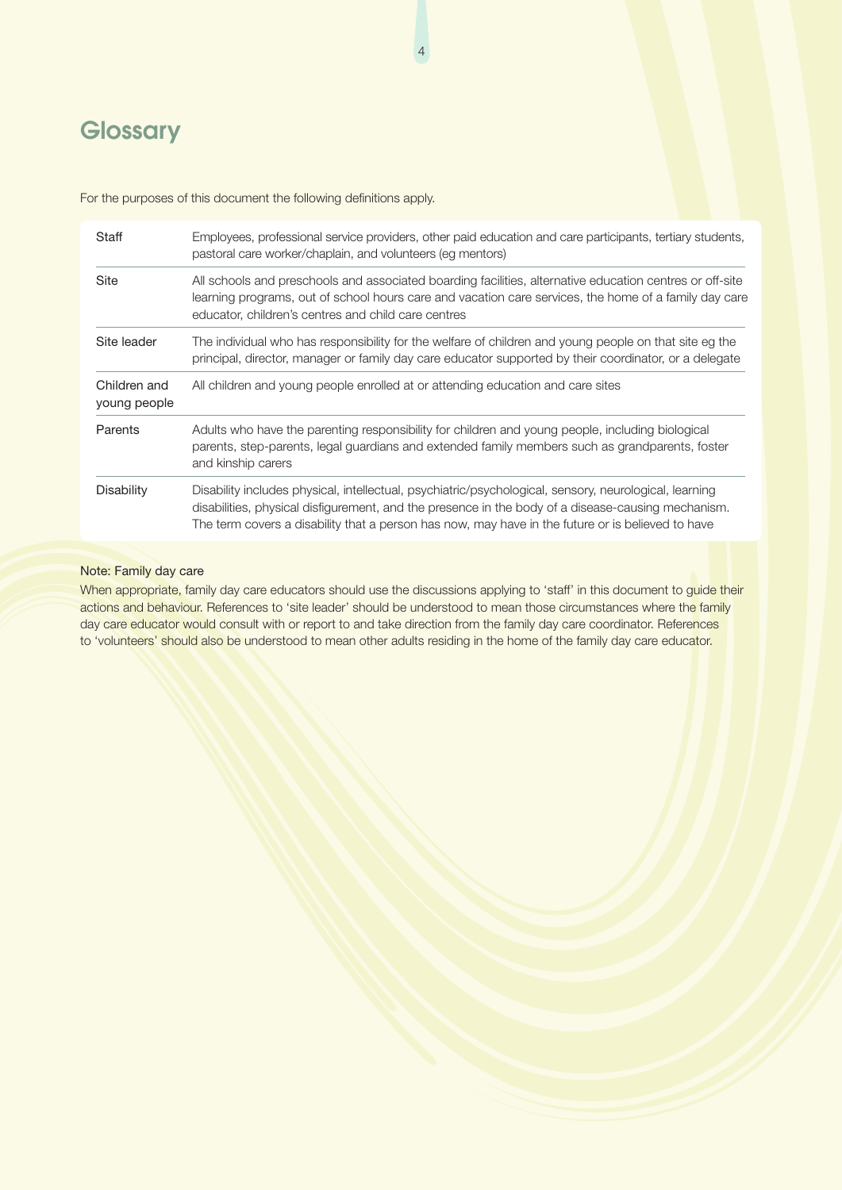# Glossary

For the purposes of this document the following definitions apply.

| Term | Definition |
|---|---|
| Staff | Employees, professional service providers, other paid education and care participants, tertiary students, pastoral care worker/chaplain, and volunteers (eg mentors) |
| Site | All schools and preschools and associated boarding facilities, alternative education centres or off-site learning programs, out of school hours care and vacation care services, the home of a family day care educator, children's centres and child care centres |
| Site leader | The individual who has responsibility for the welfare of children and young people on that site eg the principal, director, manager or family day care educator supported by their coordinator, or a delegate |
| Children and young people | All children and young people enrolled at or attending education and care sites |
| Parents | Adults who have the parenting responsibility for children and young people, including biological parents, step-parents, legal guardians and extended family members such as grandparents, foster and kinship carers |
| Disability | Disability includes physical, intellectual, psychiatric/psychological, sensory, neurological, learning disabilities, physical disfigurement, and the presence in the body of a disease-causing mechanism. The term covers a disability that a person has now, may have in the future or is believed to have |

Note: Family day care

When appropriate, family day care educators should use the discussions applying to 'staff' in this document to guide their actions and behaviour. References to 'site leader' should be understood to mean those circumstances where the family day care educator would consult with or report to and take direction from the family day care coordinator. References to 'volunteers' should also be understood to mean other adults residing in the home of the family day care educator.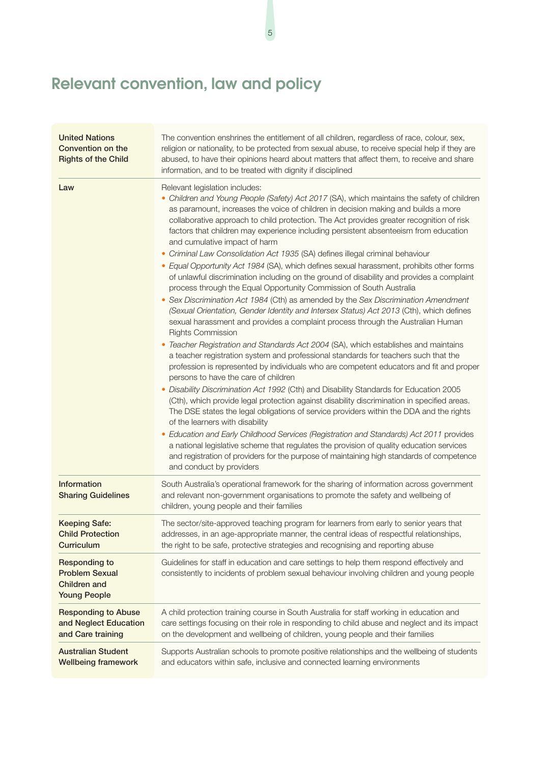# Relevant convention, law and policy

| | |
|---|---|
| **United Nations Convention on the Rights of the Child** | The convention enshrines the entitlement of all children, regardless of race, colour, sex, religion or nationality, to be protected from sexual abuse, to receive special help if they are abused, to have their opinions heard about matters that affect them, to receive and share information, and to be treated with dignity if disciplined |
| **Law** | Relevant legislation includes:<br>• *Children and Young People (Safety) Act 2017* (SA), which maintains the safety of children as paramount, increases the voice of children in decision making and builds a more collaborative approach to child protection. The Act provides greater recognition of risk factors that children may experience including persistent absenteeism from education and cumulative impact of harm<br>• *Criminal Law Consolidation Act 1935* (SA) defines illegal criminal behaviour<br>• *Equal Opportunity Act 1984* (SA), which defines sexual harassment, prohibits other forms of unlawful discrimination including on the ground of disability and provides a complaint process through the Equal Opportunity Commission of South Australia<br>• *Sex Discrimination Act 1984* (Cth) as amended by the *Sex Discrimination Amendment (Sexual Orientation, Gender Identity and Intersex Status) Act 2013* (Cth), which defines sexual harassment and provides a complaint process through the Australian Human Rights Commission<br>• *Teacher Registration and Standards Act 2004* (SA), which establishes and maintains a teacher registration system and professional standards for teachers such that the profession is represented by individuals who are competent educators and fit and proper persons to have the care of children<br>• *Disability Discrimination Act 1992* (Cth) and Disability Standards for Education 2005 (Cth), which provide legal protection against disability discrimination in specified areas. The DSE states the legal obligations of service providers within the DDA and the rights of the learners with disability<br>• *Education and Early Childhood Services (Registration and Standards) Act 2011* provides a national legislative scheme that regulates the provision of quality education services and registration of providers for the purpose of maintaining high standards of competence and conduct by providers |
| **Information Sharing Guidelines** | South Australia's operational framework for the sharing of information across government and relevant non-government organisations to promote the safety and wellbeing of children, young people and their families |
| **Keeping Safe: Child Protection Curriculum** | The sector/site-approved teaching program for learners from early to senior years that addresses, in an age-appropriate manner, the central ideas of respectful relationships, the right to be safe, protective strategies and recognising and reporting abuse |
| **Responding to Problem Sexual Children and Young People** | Guidelines for staff in education and care settings to help them respond effectively and consistently to incidents of problem sexual behaviour involving children and young people |
| **Responding to Abuse and Neglect Education and Care training** | A child protection training course in South Australia for staff working in education and care settings focusing on their role in responding to child abuse and neglect and its impact on the development and wellbeing of children, young people and their families |
| **Australian Student Wellbeing framework** | Supports Australian schools to promote positive relationships and the wellbeing of students and educators within safe, inclusive and connected learning environments |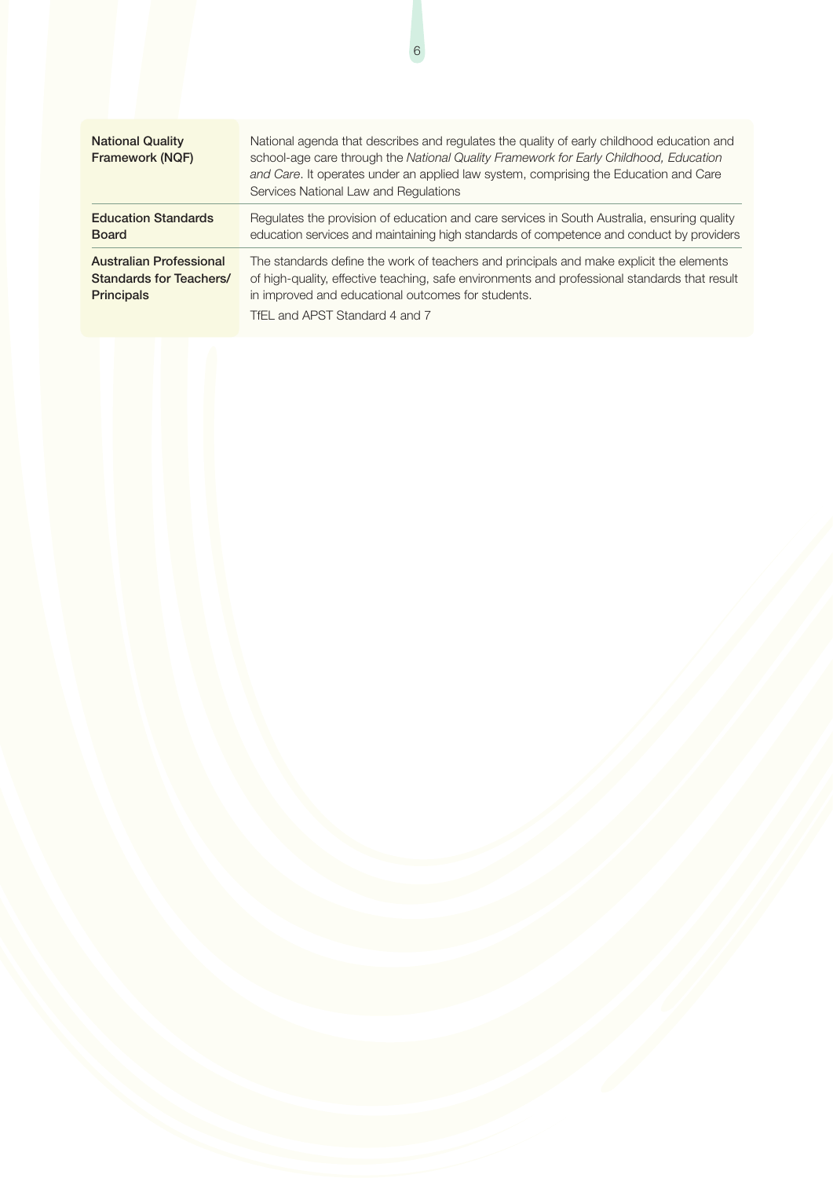| | |
|---|---|
| **National Quality Framework (NQF)** | National agenda that describes and regulates the quality of early childhood education and school-age care through the *National Quality Framework for Early Childhood, Education and Care*. It operates under an applied law system, comprising the Education and Care Services National Law and Regulations |
| **Education Standards Board** | Regulates the provision of education and care services in South Australia, ensuring quality education services and maintaining high standards of competence and conduct by providers |
| **Australian Professional Standards for Teachers/ Principals** | The standards define the work of teachers and principals and make explicit the elements of high-quality, effective teaching, safe environments and professional standards that result in improved and educational outcomes for students.<br><br>TfEL and APST Standard 4 and 7 |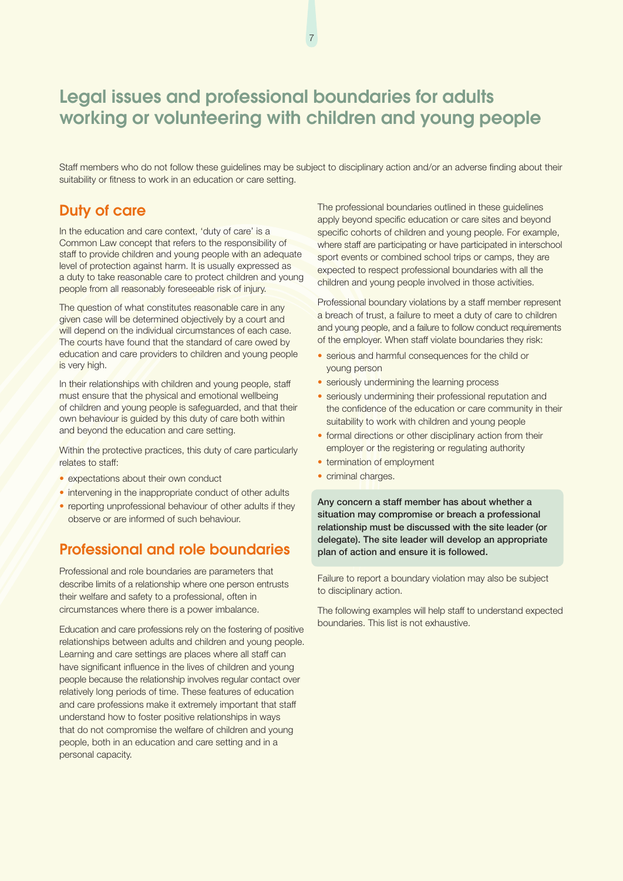# Legal issues and professional boundaries for adults working or volunteering with children and young people

Staff members who do not follow these guidelines may be subject to disciplinary action and/or an adverse finding about their suitability or fitness to work in an education or care setting.

## Duty of care

In the education and care context, 'duty of care' is a Common Law concept that refers to the responsibility of staff to provide children and young people with an adequate level of protection against harm. It is usually expressed as a duty to take reasonable care to protect children and young people from all reasonably foreseeable risk of injury.

The question of what constitutes reasonable care in any given case will be determined objectively by a court and will depend on the individual circumstances of each case. The courts have found that the standard of care owed by education and care providers to children and young people is very high.

In their relationships with children and young people, staff must ensure that the physical and emotional wellbeing of children and young people is safeguarded, and that their own behaviour is guided by this duty of care both within and beyond the education and care setting.

Within the protective practices, this duty of care particularly relates to staff:

- expectations about their own conduct
- intervening in the inappropriate conduct of other adults
- reporting unprofessional behaviour of other adults if they observe or are informed of such behaviour.

## Professional and role boundaries

Professional and role boundaries are parameters that describe limits of a relationship where one person entrusts their welfare and safety to a professional, often in circumstances where there is a power imbalance.

Education and care professions rely on the fostering of positive relationships between adults and children and young people. Learning and care settings are places where all staff can have significant influence in the lives of children and young people because the relationship involves regular contact over relatively long periods of time. These features of education and care professions make it extremely important that staff understand how to foster positive relationships in ways that do not compromise the welfare of children and young people, both in an education and care setting and in a personal capacity.

The professional boundaries outlined in these guidelines apply beyond specific education or care sites and beyond specific cohorts of children and young people. For example, where staff are participating or have participated in interschool sport events or combined school trips or camps, they are expected to respect professional boundaries with all the children and young people involved in those activities.

Professional boundary violations by a staff member represent a breach of trust, a failure to meet a duty of care to children and young people, and a failure to follow conduct requirements of the employer. When staff violate boundaries they risk:

- serious and harmful consequences for the child or young person
- seriously undermining the learning process
- seriously undermining their professional reputation and the confidence of the education or care community in their suitability to work with children and young people
- formal directions or other disciplinary action from their employer or the registering or regulating authority
- termination of employment
- criminal charges.

**Any concern a staff member has about whether a situation may compromise or breach a professional relationship must be discussed with the site leader (or delegate). The site leader will develop an appropriate plan of action and ensure it is followed.**

Failure to report a boundary violation may also be subject to disciplinary action.

The following examples will help staff to understand expected boundaries. This list is not exhaustive.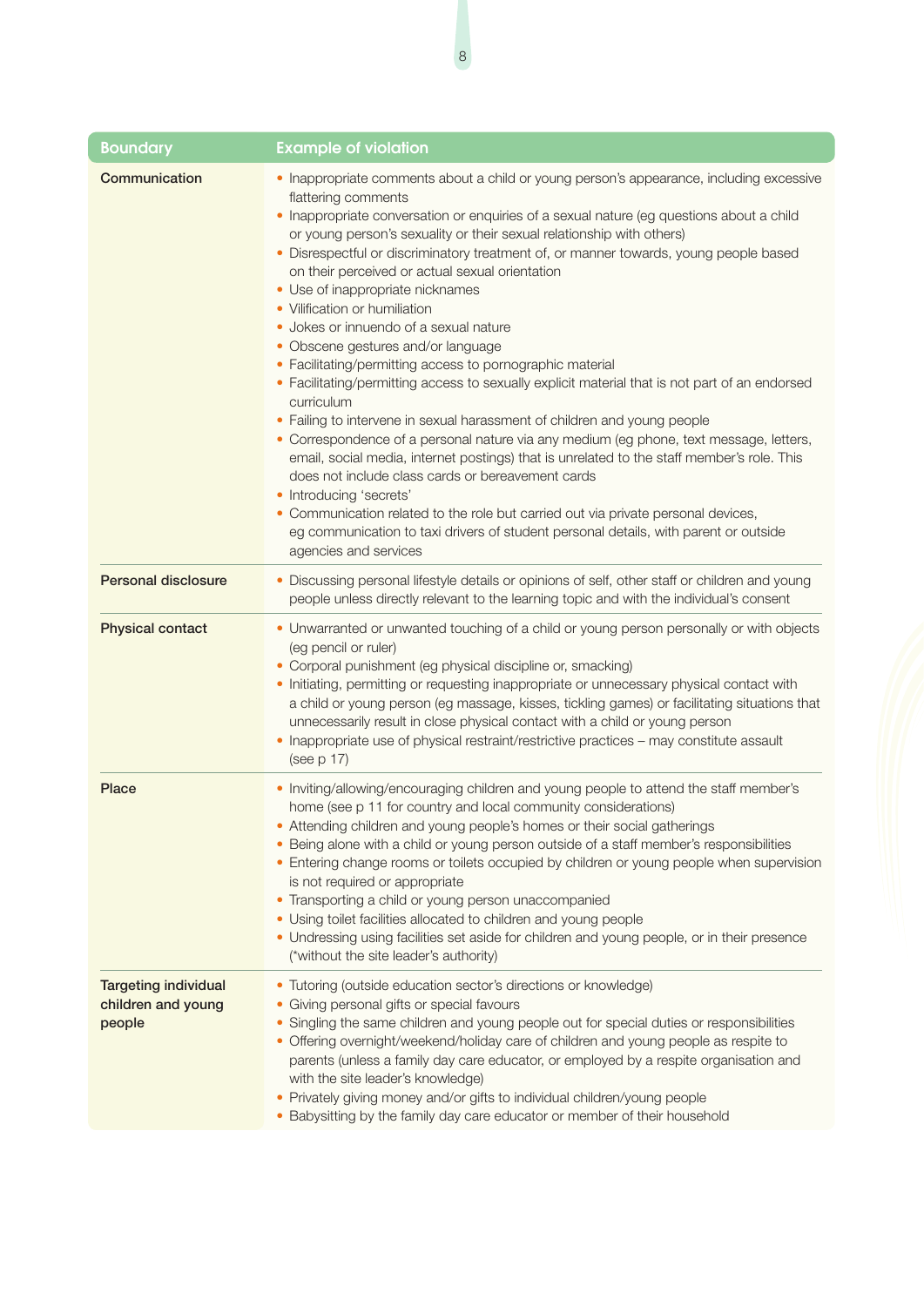| Boundary | Example of violation |
| --- | --- |
| Communication | • Inappropriate comments about a child or young person's appearance, including excessive flattering comments<br>• Inappropriate conversation or enquiries of a sexual nature (eg questions about a child or young person's sexuality or their sexual relationship with others)<br>• Disrespectful or discriminatory treatment of, or manner towards, young people based on their perceived or actual sexual orientation<br>• Use of inappropriate nicknames<br>• Vilification or humiliation<br>• Jokes or innuendo of a sexual nature<br>• Obscene gestures and/or language<br>• Facilitating/permitting access to pornographic material<br>• Facilitating/permitting access to sexually explicit material that is not part of an endorsed curriculum<br>• Failing to intervene in sexual harassment of children and young people<br>• Correspondence of a personal nature via any medium (eg phone, text message, letters, email, social media, internet postings) that is unrelated to the staff member's role. This does not include class cards or bereavement cards<br>• Introducing 'secrets'<br>• Communication related to the role but carried out via private personal devices, eg communication to taxi drivers of student personal details, with parent or outside agencies and services |
| Personal disclosure | • Discussing personal lifestyle details or opinions of self, other staff or children and young people unless directly relevant to the learning topic and with the individual's consent |
| Physical contact | • Unwarranted or unwanted touching of a child or young person personally or with objects (eg pencil or ruler)<br>• Corporal punishment (eg physical discipline or, smacking)<br>• Initiating, permitting or requesting inappropriate or unnecessary physical contact with a child or young person (eg massage, kisses, tickling games) or facilitating situations that unnecessarily result in close physical contact with a child or young person<br>• Inappropriate use of physical restraint/restrictive practices – may constitute assault (see p 17) |
| Place | • Inviting/allowing/encouraging children and young people to attend the staff member's home (see p 11 for country and local community considerations)<br>• Attending children and young people's homes or their social gatherings<br>• Being alone with a child or young person outside of a staff member's responsibilities<br>• Entering change rooms or toilets occupied by children or young people when supervision is not required or appropriate<br>• Transporting a child or young person unaccompanied<br>• Using toilet facilities allocated to children and young people<br>• Undressing using facilities set aside for children and young people, or in their presence (*without the site leader's authority) |
| Targeting individual children and young people | • Tutoring (outside education sector's directions or knowledge)<br>• Giving personal gifts or special favours<br>• Singling the same children and young people out for special duties or responsibilities<br>• Offering overnight/weekend/holiday care of children and young people as respite to parents (unless a family day care educator, or employed by a respite organisation and with the site leader's knowledge)<br>• Privately giving money and/or gifts to individual children/young people<br>• Babysitting by the family day care educator or member of their household |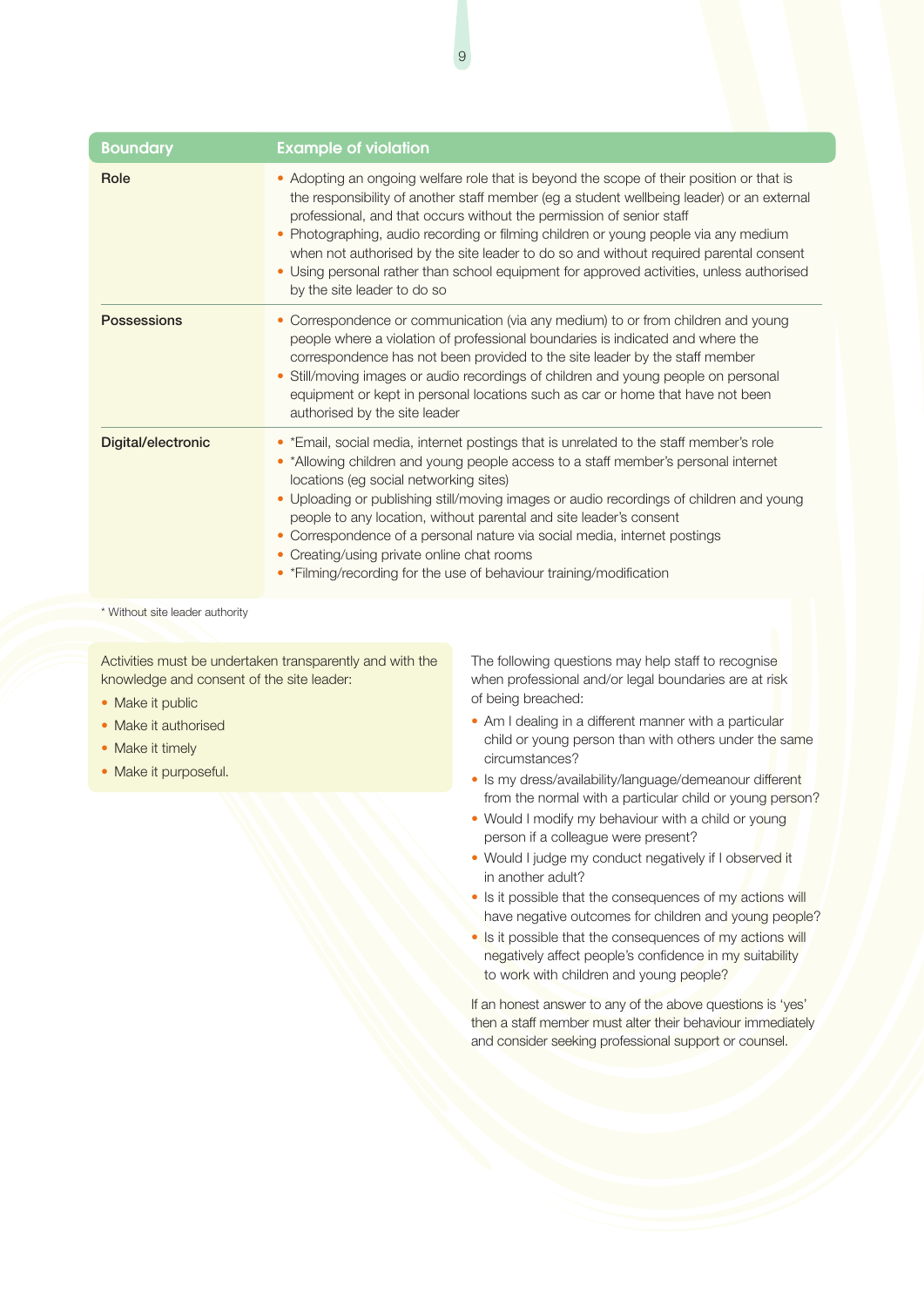| Boundary | Example of violation |
|---|---|
| Role | • Adopting an ongoing welfare role that is beyond the scope of their position or that is the responsibility of another staff member (eg a student wellbeing leader) or an external professional, and that occurs without the permission of senior staff<br>• Photographing, audio recording or filming children or young people via any medium when not authorised by the site leader to do so and without required parental consent<br>• Using personal rather than school equipment for approved activities, unless authorised by the site leader to do so |
| Possessions | • Correspondence or communication (via any medium) to or from children and young people where a violation of professional boundaries is indicated and where the correspondence has not been provided to the site leader by the staff member<br>• Still/moving images or audio recordings of children and young people on personal equipment or kept in personal locations such as car or home that have not been authorised by the site leader |
| Digital/electronic | • *Email, social media, internet postings that is unrelated to the staff member's role<br>• *Allowing children and young people access to a staff member's personal internet locations (eg social networking sites)<br>• Uploading or publishing still/moving images or audio recordings of children and young people to any location, without parental and site leader's consent<br>• Correspondence of a personal nature via social media, internet postings<br>• Creating/using private online chat rooms<br>• *Filming/recording for the use of behaviour training/modification |

* Without site leader authority

Activities must be undertaken transparently and with the knowledge and consent of the site leader:

- Make it public
- Make it authorised
- Make it timely
- Make it purposeful.

The following questions may help staff to recognise when professional and/or legal boundaries are at risk of being breached:

- Am I dealing in a different manner with a particular child or young person than with others under the same circumstances?
- Is my dress/availability/language/demeanour different from the normal with a particular child or young person?
- Would I modify my behaviour with a child or young person if a colleague were present?
- Would I judge my conduct negatively if I observed it in another adult?
- Is it possible that the consequences of my actions will have negative outcomes for children and young people?
- Is it possible that the consequences of my actions will negatively affect people's confidence in my suitability to work with children and young people?

If an honest answer to any of the above questions is 'yes' then a staff member must alter their behaviour immediately and consider seeking professional support or counsel.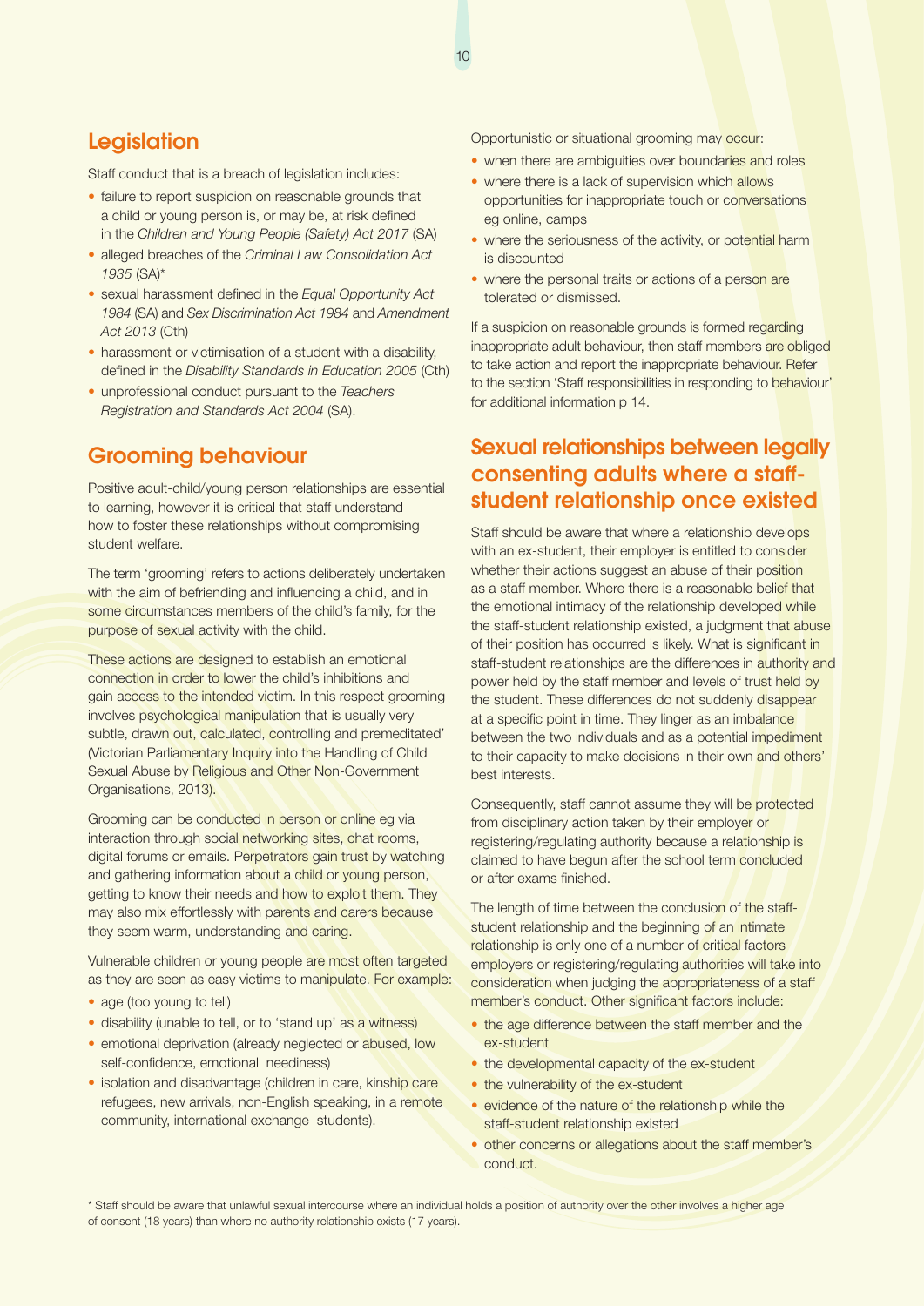## Legislation

Staff conduct that is a breach of legislation includes:

- failure to report suspicion on reasonable grounds that a child or young person is, or may be, at risk defined in the *Children and Young People (Safety) Act 2017* (SA)
- alleged breaches of the *Criminal Law Consolidation Act 1935* (SA)*
- sexual harassment defined in the *Equal Opportunity Act 1984* (SA) and *Sex Discrimination Act 1984* and *Amendment Act 2013* (Cth)
- harassment or victimisation of a student with a disability, defined in the *Disability Standards in Education 2005* (Cth)
- unprofessional conduct pursuant to the *Teachers Registration and Standards Act 2004* (SA).

## Grooming behaviour

Positive adult-child/young person relationships are essential to learning, however it is critical that staff understand how to foster these relationships without compromising student welfare.

The term 'grooming' refers to actions deliberately undertaken with the aim of befriending and influencing a child, and in some circumstances members of the child's family, for the purpose of sexual activity with the child.

These actions are designed to establish an emotional connection in order to lower the child's inhibitions and gain access to the intended victim. In this respect grooming involves psychological manipulation that is usually very subtle, drawn out, calculated, controlling and premeditated' (Victorian Parliamentary Inquiry into the Handling of Child Sexual Abuse by Religious and Other Non-Government Organisations, 2013).

Grooming can be conducted in person or online eg via interaction through social networking sites, chat rooms, digital forums or emails. Perpetrators gain trust by watching and gathering information about a child or young person, getting to know their needs and how to exploit them. They may also mix effortlessly with parents and carers because they seem warm, understanding and caring.

Vulnerable children or young people are most often targeted as they are seen as easy victims to manipulate. For example:

- age (too young to tell)
- disability (unable to tell, or to 'stand up' as a witness)
- emotional deprivation (already neglected or abused, low self-confidence, emotional neediness)
- isolation and disadvantage (children in care, kinship care refugees, new arrivals, non-English speaking, in a remote community, international exchange students).

Opportunistic or situational grooming may occur:

- when there are ambiguities over boundaries and roles
- where there is a lack of supervision which allows opportunities for inappropriate touch or conversations eg online, camps
- where the seriousness of the activity, or potential harm is discounted
- where the personal traits or actions of a person are tolerated or dismissed.

If a suspicion on reasonable grounds is formed regarding inappropriate adult behaviour, then staff members are obliged to take action and report the inappropriate behaviour. Refer to the section 'Staff responsibilities in responding to behaviour' for additional information p 14.

## Sexual relationships between legally consenting adults where a staff-student relationship once existed

Staff should be aware that where a relationship develops with an ex-student, their employer is entitled to consider whether their actions suggest an abuse of their position as a staff member. Where there is a reasonable belief that the emotional intimacy of the relationship developed while the staff-student relationship existed, a judgment that abuse of their position has occurred is likely. What is significant in staff-student relationships are the differences in authority and power held by the staff member and levels of trust held by the student. These differences do not suddenly disappear at a specific point in time. They linger as an imbalance between the two individuals and as a potential impediment to their capacity to make decisions in their own and others' best interests.

Consequently, staff cannot assume they will be protected from disciplinary action taken by their employer or registering/regulating authority because a relationship is claimed to have begun after the school term concluded or after exams finished.

The length of time between the conclusion of the staff-student relationship and the beginning of an intimate relationship is only one of a number of critical factors employers or registering/regulating authorities will take into consideration when judging the appropriateness of a staff member's conduct. Other significant factors include:

- the age difference between the staff member and the ex-student
- the developmental capacity of the ex-student
- the vulnerability of the ex-student
- evidence of the nature of the relationship while the staff-student relationship existed
- other concerns or allegations about the staff member's conduct.

\* Staff should be aware that unlawful sexual intercourse where an individual holds a position of authority over the other involves a higher age of consent (18 years) than where no authority relationship exists (17 years).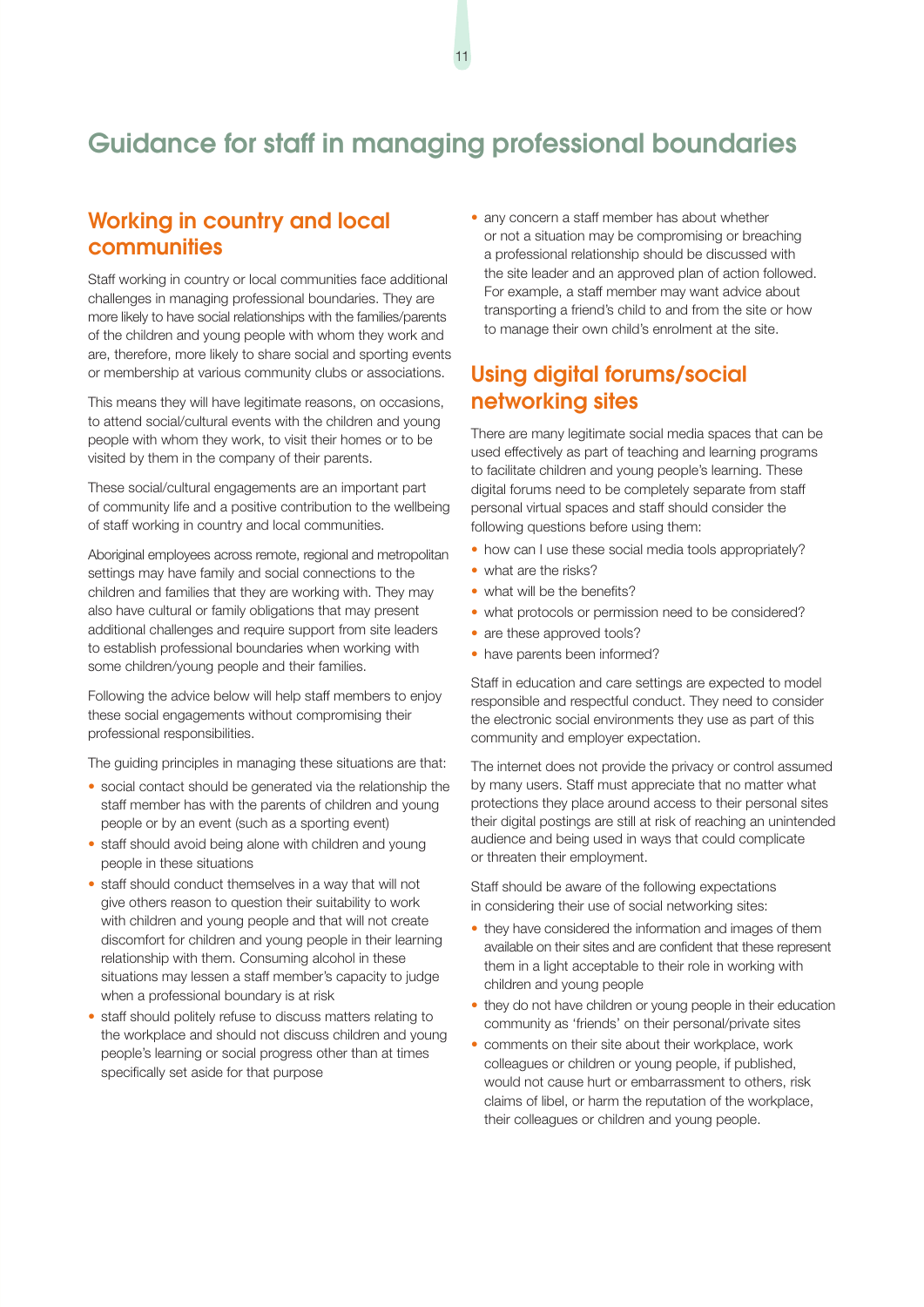# Guidance for staff in managing professional boundaries

## Working in country and local communities

Staff working in country or local communities face additional challenges in managing professional boundaries. They are more likely to have social relationships with the families/parents of the children and young people with whom they work and are, therefore, more likely to share social and sporting events or membership at various community clubs or associations.

This means they will have legitimate reasons, on occasions, to attend social/cultural events with the children and young people with whom they work, to visit their homes or to be visited by them in the company of their parents.

These social/cultural engagements are an important part of community life and a positive contribution to the wellbeing of staff working in country and local communities.

Aboriginal employees across remote, regional and metropolitan settings may have family and social connections to the children and families that they are working with. They may also have cultural or family obligations that may present additional challenges and require support from site leaders to establish professional boundaries when working with some children/young people and their families.

Following the advice below will help staff members to enjoy these social engagements without compromising their professional responsibilities.

The guiding principles in managing these situations are that:

- social contact should be generated via the relationship the staff member has with the parents of children and young people or by an event (such as a sporting event)
- staff should avoid being alone with children and young people in these situations
- staff should conduct themselves in a way that will not give others reason to question their suitability to work with children and young people and that will not create discomfort for children and young people in their learning relationship with them. Consuming alcohol in these situations may lessen a staff member's capacity to judge when a professional boundary is at risk
- staff should politely refuse to discuss matters relating to the workplace and should not discuss children and young people's learning or social progress other than at times specifically set aside for that purpose
- any concern a staff member has about whether or not a situation may be compromising or breaching a professional relationship should be discussed with the site leader and an approved plan of action followed. For example, a staff member may want advice about transporting a friend's child to and from the site or how to manage their own child's enrolment at the site.

## Using digital forums/social networking sites

There are many legitimate social media spaces that can be used effectively as part of teaching and learning programs to facilitate children and young people's learning. These digital forums need to be completely separate from staff personal virtual spaces and staff should consider the following questions before using them:

- how can I use these social media tools appropriately?
- what are the risks?
- what will be the benefits?
- what protocols or permission need to be considered?
- are these approved tools?
- have parents been informed?

Staff in education and care settings are expected to model responsible and respectful conduct. They need to consider the electronic social environments they use as part of this community and employer expectation.

The internet does not provide the privacy or control assumed by many users. Staff must appreciate that no matter what protections they place around access to their personal sites their digital postings are still at risk of reaching an unintended audience and being used in ways that could complicate or threaten their employment.

Staff should be aware of the following expectations in considering their use of social networking sites:

- they have considered the information and images of them available on their sites and are confident that these represent them in a light acceptable to their role in working with children and young people
- they do not have children or young people in their education community as 'friends' on their personal/private sites
- comments on their site about their workplace, work colleagues or children or young people, if published, would not cause hurt or embarrassment to others, risk claims of libel, or harm the reputation of the workplace, their colleagues or children and young people.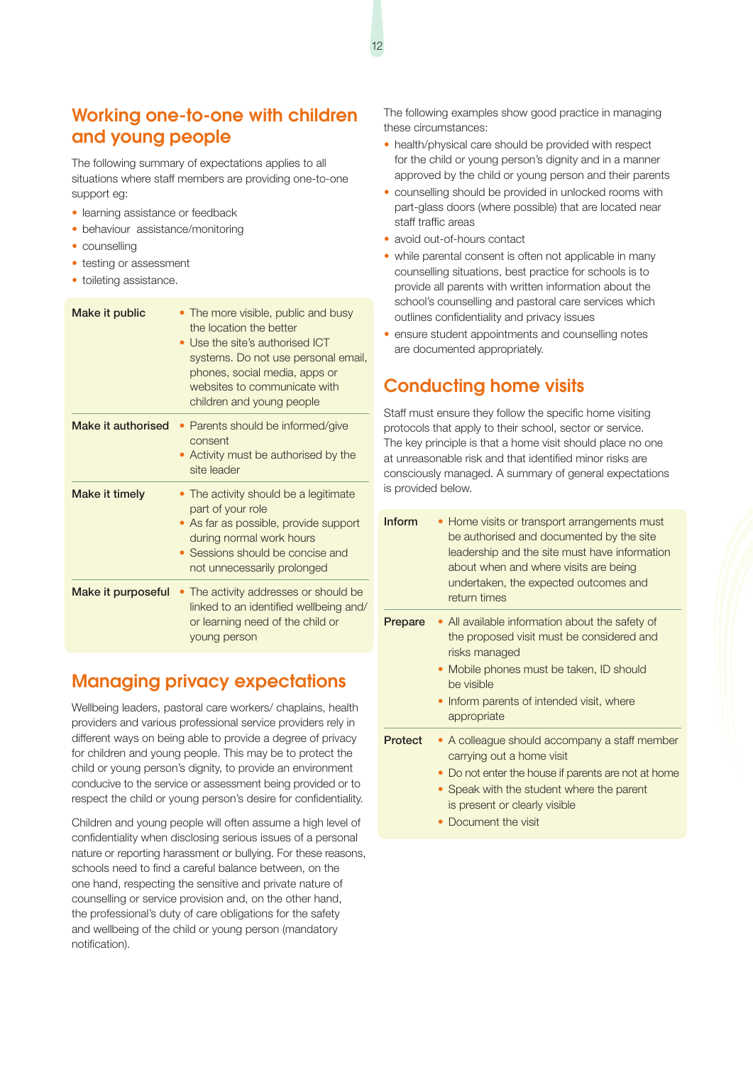## Working one-to-one with children and young people

The following summary of expectations applies to all situations where staff members are providing one-to-one support eg:

- learning assistance or feedback
- behaviour assistance/monitoring
- counselling
- testing or assessment
- toileting assistance.

| | |
|---|---|
| **Make it public** | • The more visible, public and busy the location the better<br>• Use the site's authorised ICT systems. Do not use personal email, phones, social media, apps or websites to communicate with children and young people |
| **Make it authorised** | • Parents should be informed/give consent<br>• Activity must be authorised by the site leader |
| **Make it timely** | • The activity should be a legitimate part of your role<br>• As far as possible, provide support during normal work hours<br>• Sessions should be concise and not unnecessarily prolonged |
| **Make it purposeful** | • The activity addresses or should be linked to an identified wellbeing and/or learning need of the child or young person |

## Managing privacy expectations

Wellbeing leaders, pastoral care workers/ chaplains, health providers and various professional service providers rely in different ways on being able to provide a degree of privacy for children and young people. This may be to protect the child or young person's dignity, to provide an environment conducive to the service or assessment being provided or to respect the child or young person's desire for confidentiality.

Children and young people will often assume a high level of confidentiality when disclosing serious issues of a personal nature or reporting harassment or bullying. For these reasons, schools need to find a careful balance between, on the one hand, respecting the sensitive and private nature of counselling or service provision and, on the other hand, the professional's duty of care obligations for the safety and wellbeing of the child or young person (mandatory notification).

The following examples show good practice in managing these circumstances:

- health/physical care should be provided with respect for the child or young person's dignity and in a manner approved by the child or young person and their parents
- counselling should be provided in unlocked rooms with part-glass doors (where possible) that are located near staff traffic areas
- avoid out-of-hours contact
- while parental consent is often not applicable in many counselling situations, best practice for schools is to provide all parents with written information about the school's counselling and pastoral care services which outlines confidentiality and privacy issues
- ensure student appointments and counselling notes are documented appropriately.

## Conducting home visits

Staff must ensure they follow the specific home visiting protocols that apply to their school, sector or service. The key principle is that a home visit should place no one at unreasonable risk and that identified minor risks are consciously managed. A summary of general expectations is provided below.

| | |
|---|---|
| **Inform** | • Home visits or transport arrangements must be authorised and documented by the site leadership and the site must have information about when and where visits are being undertaken, the expected outcomes and return times |
| **Prepare** | • All available information about the safety of the proposed visit must be considered and risks managed<br>• Mobile phones must be taken, ID should be visible<br>• Inform parents of intended visit, where appropriate |
| **Protect** | • A colleague should accompany a staff member carrying out a home visit<br>• Do not enter the house if parents are not at home<br>• Speak with the student where the parent is present or clearly visible<br>• Document the visit |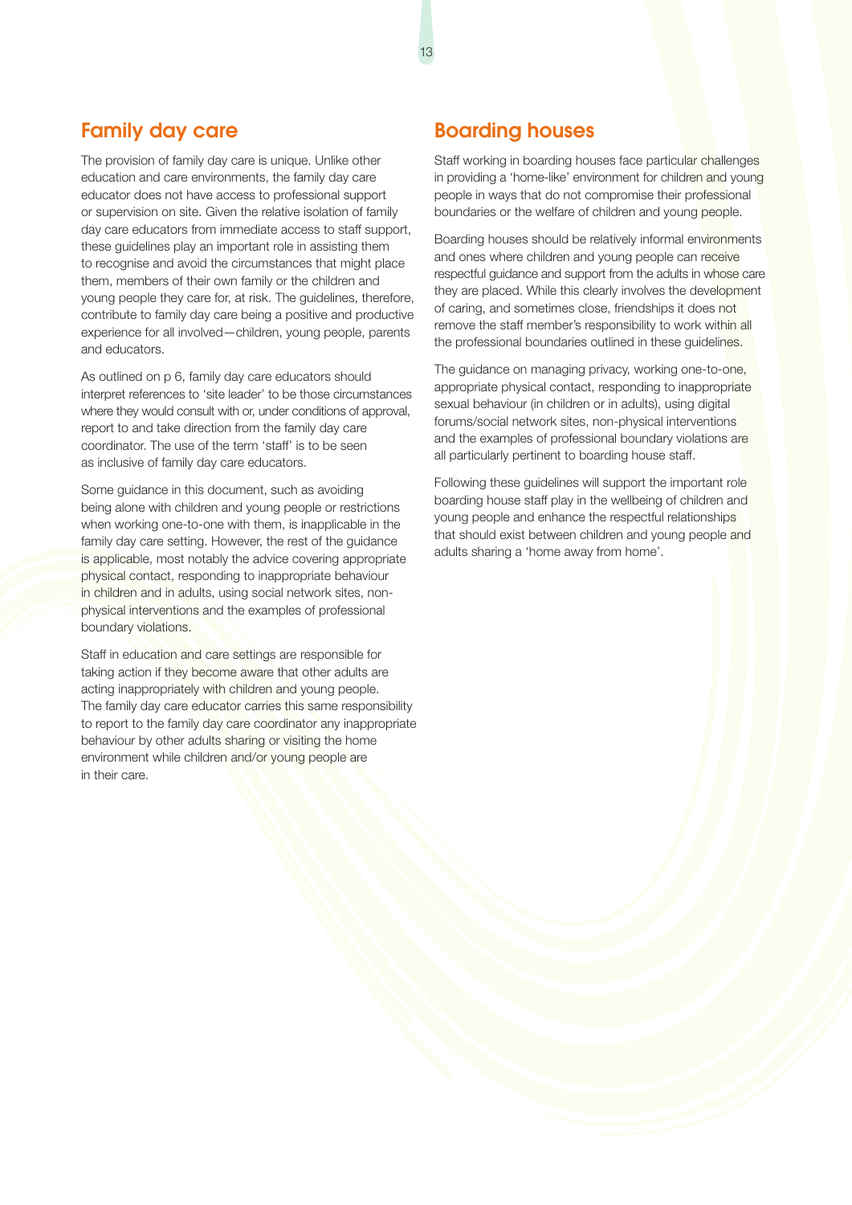## Family day care

The provision of family day care is unique. Unlike other education and care environments, the family day care educator does not have access to professional support or supervision on site. Given the relative isolation of family day care educators from immediate access to staff support, these guidelines play an important role in assisting them to recognise and avoid the circumstances that might place them, members of their own family or the children and young people they care for, at risk. The guidelines, therefore, contribute to family day care being a positive and productive experience for all involved—children, young people, parents and educators.

As outlined on p 6, family day care educators should interpret references to 'site leader' to be those circumstances where they would consult with or, under conditions of approval, report to and take direction from the family day care coordinator. The use of the term 'staff' is to be seen as inclusive of family day care educators.

Some guidance in this document, such as avoiding being alone with children and young people or restrictions when working one-to-one with them, is inapplicable in the family day care setting. However, the rest of the guidance is applicable, most notably the advice covering appropriate physical contact, responding to inappropriate behaviour in children and in adults, using social network sites, non-physical interventions and the examples of professional boundary violations.

Staff in education and care settings are responsible for taking action if they become aware that other adults are acting inappropriately with children and young people. The family day care educator carries this same responsibility to report to the family day care coordinator any inappropriate behaviour by other adults sharing or visiting the home environment while children and/or young people are in their care.

## Boarding houses

Staff working in boarding houses face particular challenges in providing a 'home-like' environment for children and young people in ways that do not compromise their professional boundaries or the welfare of children and young people.

Boarding houses should be relatively informal environments and ones where children and young people can receive respectful guidance and support from the adults in whose care they are placed. While this clearly involves the development of caring, and sometimes close, friendships it does not remove the staff member's responsibility to work within all the professional boundaries outlined in these guidelines.

The guidance on managing privacy, working one-to-one, appropriate physical contact, responding to inappropriate sexual behaviour (in children or in adults), using digital forums/social network sites, non-physical interventions and the examples of professional boundary violations are all particularly pertinent to boarding house staff.

Following these guidelines will support the important role boarding house staff play in the wellbeing of children and young people and enhance the respectful relationships that should exist between children and young people and adults sharing a 'home away from home'.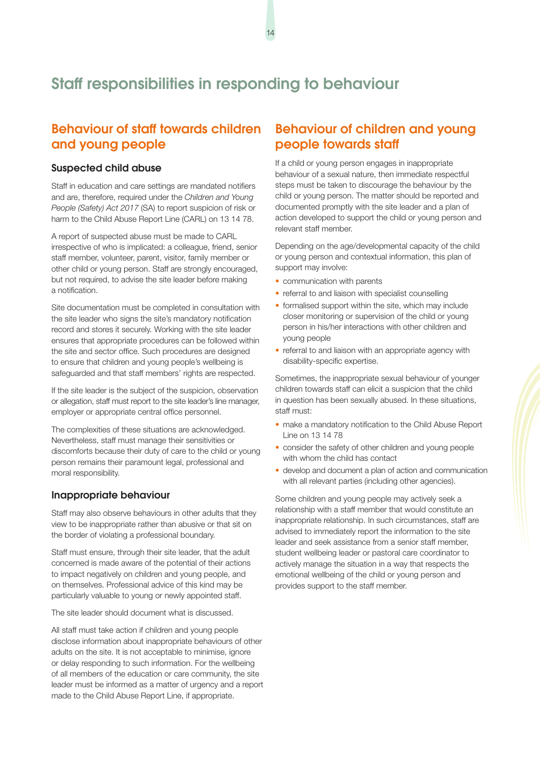# Staff responsibilities in responding to behaviour

## Behaviour of staff towards children and young people

### Suspected child abuse

Staff in education and care settings are mandated notifiers and are, therefore, required under the *Children and Young People (Safety) Act 2017* (SA) to report suspicion of risk or harm to the Child Abuse Report Line (CARL) on 13 14 78.

A report of suspected abuse must be made to CARL irrespective of who is implicated: a colleague, friend, senior staff member, volunteer, parent, visitor, family member or other child or young person. Staff are strongly encouraged, but not required, to advise the site leader before making a notification.

Site documentation must be completed in consultation with the site leader who signs the site's mandatory notification record and stores it securely. Working with the site leader ensures that appropriate procedures can be followed within the site and sector office. Such procedures are designed to ensure that children and young people's wellbeing is safeguarded and that staff members' rights are respected.

If the site leader is the subject of the suspicion, observation or allegation, staff must report to the site leader's line manager, employer or appropriate central office personnel.

The complexities of these situations are acknowledged. Nevertheless, staff must manage their sensitivities or discomforts because their duty of care to the child or young person remains their paramount legal, professional and moral responsibility.

### Inappropriate behaviour

Staff may also observe behaviours in other adults that they view to be inappropriate rather than abusive or that sit on the border of violating a professional boundary.

Staff must ensure, through their site leader, that the adult concerned is made aware of the potential of their actions to impact negatively on children and young people, and on themselves. Professional advice of this kind may be particularly valuable to young or newly appointed staff.

The site leader should document what is discussed.

All staff must take action if children and young people disclose information about inappropriate behaviours of other adults on the site. It is not acceptable to minimise, ignore or delay responding to such information. For the wellbeing of all members of the education or care community, the site leader must be informed as a matter of urgency and a report made to the Child Abuse Report Line, if appropriate.

## Behaviour of children and young people towards staff

If a child or young person engages in inappropriate behaviour of a sexual nature, then immediate respectful steps must be taken to discourage the behaviour by the child or young person. The matter should be reported and documented promptly with the site leader and a plan of action developed to support the child or young person and relevant staff member.

Depending on the age/developmental capacity of the child or young person and contextual information, this plan of support may involve:

- communication with parents
- referral to and liaison with specialist counselling
- formalised support within the site, which may include closer monitoring or supervision of the child or young person in his/her interactions with other children and young people
- referral to and liaison with an appropriate agency with disability-specific expertise.

Sometimes, the inappropriate sexual behaviour of younger children towards staff can elicit a suspicion that the child in question has been sexually abused. In these situations, staff must:

- make a mandatory notification to the Child Abuse Report Line on 13 14 78
- consider the safety of other children and young people with whom the child has contact
- develop and document a plan of action and communication with all relevant parties (including other agencies).

Some children and young people may actively seek a relationship with a staff member that would constitute an inappropriate relationship. In such circumstances, staff are advised to immediately report the information to the site leader and seek assistance from a senior staff member, student wellbeing leader or pastoral care coordinator to actively manage the situation in a way that respects the emotional wellbeing of the child or young person and provides support to the staff member.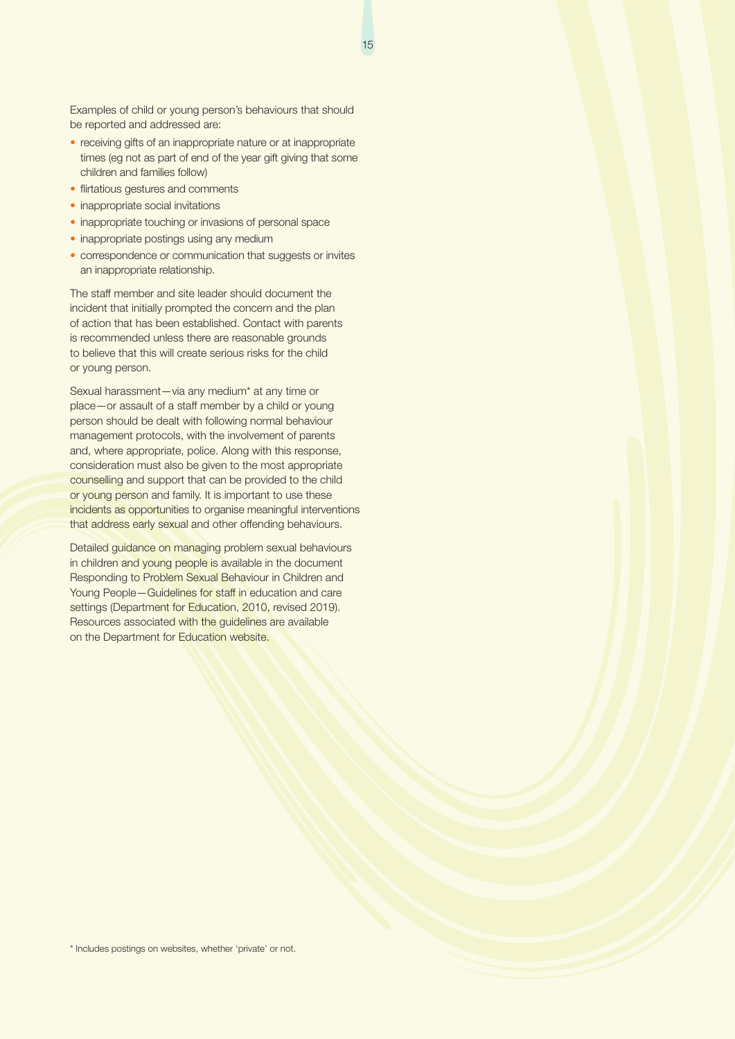Examples of child or young person's behaviours that should be reported and addressed are:

- receiving gifts of an inappropriate nature or at inappropriate times (eg not as part of end of the year gift giving that some children and families follow)
- flirtatious gestures and comments
- inappropriate social invitations
- inappropriate touching or invasions of personal space
- inappropriate postings using any medium
- correspondence or communication that suggests or invites an inappropriate relationship.

The staff member and site leader should document the incident that initially prompted the concern and the plan of action that has been established. Contact with parents is recommended unless there are reasonable grounds to believe that this will create serious risks for the child or young person.

Sexual harassment—via any medium* at any time or place—or assault of a staff member by a child or young person should be dealt with following normal behaviour management protocols, with the involvement of parents and, where appropriate, police. Along with this response, consideration must also be given to the most appropriate counselling and support that can be provided to the child or young person and family. It is important to use these incidents as opportunities to organise meaningful interventions that address early sexual and other offending behaviours.

Detailed guidance on managing problem sexual behaviours in children and young people is available in the document Responding to Problem Sexual Behaviour in Children and Young People—Guidelines for staff in education and care settings (Department for Education, 2010, revised 2019). Resources associated with the guidelines are available on the Department for Education website.

\* Includes postings on websites, whether 'private' or not.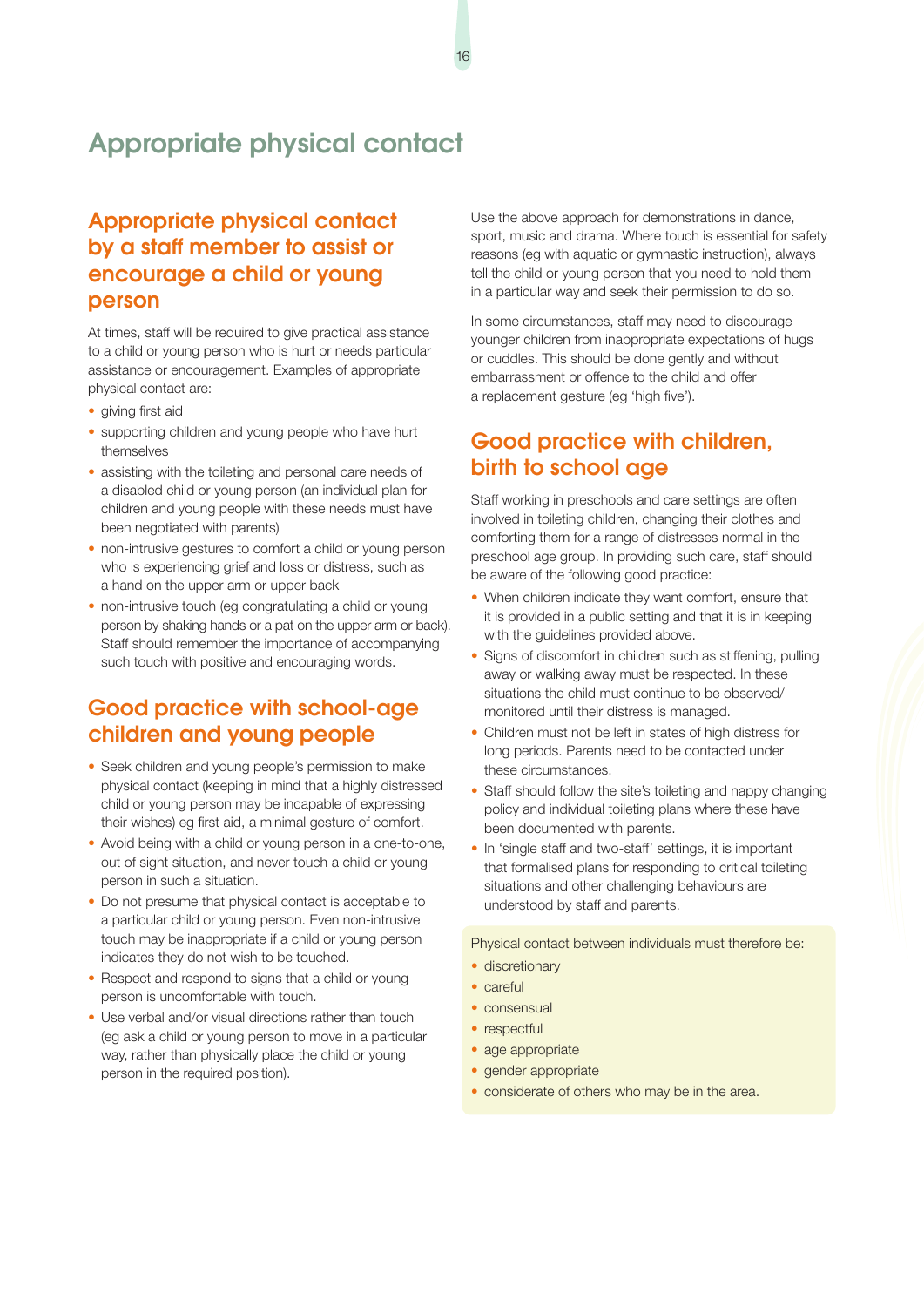# Appropriate physical contact

## Appropriate physical contact by a staff member to assist or encourage a child or young person

At times, staff will be required to give practical assistance to a child or young person who is hurt or needs particular assistance or encouragement. Examples of appropriate physical contact are:

- giving first aid
- supporting children and young people who have hurt themselves
- assisting with the toileting and personal care needs of a disabled child or young person (an individual plan for children and young people with these needs must have been negotiated with parents)
- non-intrusive gestures to comfort a child or young person who is experiencing grief and loss or distress, such as a hand on the upper arm or upper back
- non-intrusive touch (eg congratulating a child or young person by shaking hands or a pat on the upper arm or back). Staff should remember the importance of accompanying such touch with positive and encouraging words.

## Good practice with school-age children and young people

- Seek children and young people's permission to make physical contact (keeping in mind that a highly distressed child or young person may be incapable of expressing their wishes) eg first aid, a minimal gesture of comfort.
- Avoid being with a child or young person in a one-to-one, out of sight situation, and never touch a child or young person in such a situation.
- Do not presume that physical contact is acceptable to a particular child or young person. Even non-intrusive touch may be inappropriate if a child or young person indicates they do not wish to be touched.
- Respect and respond to signs that a child or young person is uncomfortable with touch.
- Use verbal and/or visual directions rather than touch (eg ask a child or young person to move in a particular way, rather than physically place the child or young person in the required position).

Use the above approach for demonstrations in dance, sport, music and drama. Where touch is essential for safety reasons (eg with aquatic or gymnastic instruction), always tell the child or young person that you need to hold them in a particular way and seek their permission to do so.

In some circumstances, staff may need to discourage younger children from inappropriate expectations of hugs or cuddles. This should be done gently and without embarrassment or offence to the child and offer a replacement gesture (eg 'high five').

## Good practice with children, birth to school age

Staff working in preschools and care settings are often involved in toileting children, changing their clothes and comforting them for a range of distresses normal in the preschool age group. In providing such care, staff should be aware of the following good practice:

- When children indicate they want comfort, ensure that it is provided in a public setting and that it is in keeping with the guidelines provided above.
- Signs of discomfort in children such as stiffening, pulling away or walking away must be respected. In these situations the child must continue to be observed/monitored until their distress is managed.
- Children must not be left in states of high distress for long periods. Parents need to be contacted under these circumstances.
- Staff should follow the site's toileting and nappy changing policy and individual toileting plans where these have been documented with parents.
- In 'single staff and two-staff' settings, it is important that formalised plans for responding to critical toileting situations and other challenging behaviours are understood by staff and parents.

Physical contact between individuals must therefore be:

- discretionary
- careful
- consensual
- respectful
- age appropriate
- gender appropriate
- considerate of others who may be in the area.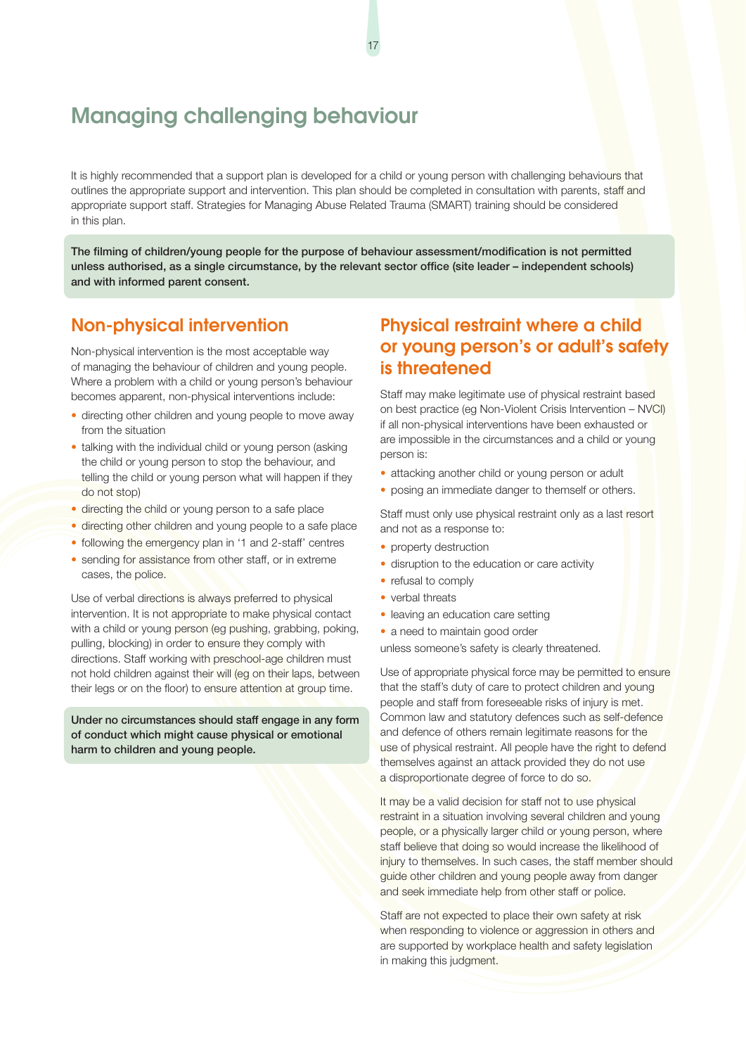# Managing challenging behaviour

It is highly recommended that a support plan is developed for a child or young person with challenging behaviours that outlines the appropriate support and intervention. This plan should be completed in consultation with parents, staff and appropriate support staff. Strategies for Managing Abuse Related Trauma (SMART) training should be considered in this plan.

**The filming of children/young people for the purpose of behaviour assessment/modification is not permitted unless authorised, as a single circumstance, by the relevant sector office (site leader – independent schools) and with informed parent consent.**

## Non-physical intervention

Non-physical intervention is the most acceptable way of managing the behaviour of children and young people. Where a problem with a child or young person's behaviour becomes apparent, non-physical interventions include:

- directing other children and young people to move away from the situation
- talking with the individual child or young person (asking the child or young person to stop the behaviour, and telling the child or young person what will happen if they do not stop)
- directing the child or young person to a safe place
- directing other children and young people to a safe place
- following the emergency plan in '1 and 2-staff' centres
- sending for assistance from other staff, or in extreme cases, the police.

Use of verbal directions is always preferred to physical intervention. It is not appropriate to make physical contact with a child or young person (eg pushing, grabbing, poking, pulling, blocking) in order to ensure they comply with directions. Staff working with preschool-age children must not hold children against their will (eg on their laps, between their legs or on the floor) to ensure attention at group time.

**Under no circumstances should staff engage in any form of conduct which might cause physical or emotional harm to children and young people.**

## Physical restraint where a child or young person's or adult's safety is threatened

Staff may make legitimate use of physical restraint based on best practice (eg Non-Violent Crisis Intervention – NVCI) if all non-physical interventions have been exhausted or are impossible in the circumstances and a child or young person is:

- attacking another child or young person or adult
- posing an immediate danger to themself or others.

Staff must only use physical restraint only as a last resort and not as a response to:

- property destruction
- disruption to the education or care activity
- refusal to comply
- verbal threats
- leaving an education care setting
- a need to maintain good order

unless someone's safety is clearly threatened.

Use of appropriate physical force may be permitted to ensure that the staff's duty of care to protect children and young people and staff from foreseeable risks of injury is met. Common law and statutory defences such as self-defence and defence of others remain legitimate reasons for the use of physical restraint. All people have the right to defend themselves against an attack provided they do not use a disproportionate degree of force to do so.

It may be a valid decision for staff not to use physical restraint in a situation involving several children and young people, or a physically larger child or young person, where staff believe that doing so would increase the likelihood of injury to themselves. In such cases, the staff member should guide other children and young people away from danger and seek immediate help from other staff or police.

Staff are not expected to place their own safety at risk when responding to violence or aggression in others and are supported by workplace health and safety legislation in making this judgment.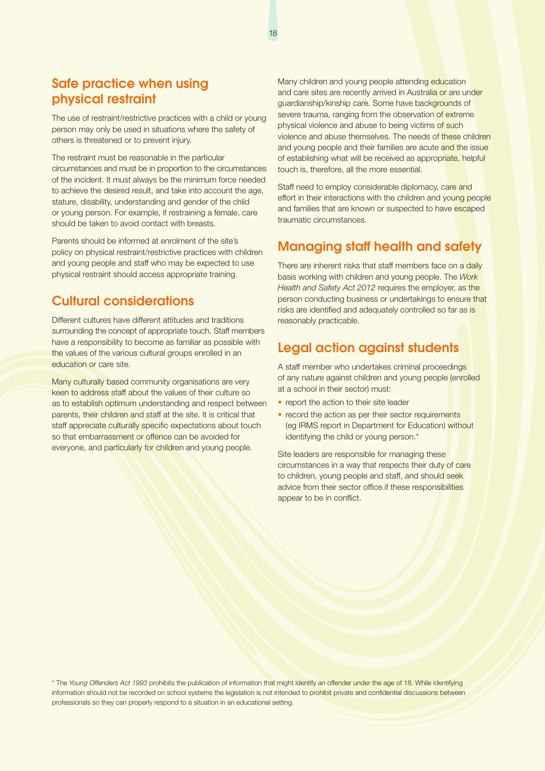## Safe practice when using physical restraint

The use of restraint/restrictive practices with a child or young person may only be used in situations where the safety of others is threatened or to prevent injury.

The restraint must be reasonable in the particular circumstances and must be in proportion to the circumstances of the incident. It must always be the minimum force needed to achieve the desired result, and take into account the age, stature, disability, understanding and gender of the child or young person. For example, if restraining a female, care should be taken to avoid contact with breasts.

Parents should be informed at enrolment of the site's policy on physical restraint/restrictive practices with children and young people and staff who may be expected to use physical restraint should access appropriate training.

## Cultural considerations

Different cultures have different attitudes and traditions surrounding the concept of appropriate touch. Staff members have a responsibility to become as familiar as possible with the values of the various cultural groups enrolled in an education or care site.

Many culturally based community organisations are very keen to address staff about the values of their culture so as to establish optimum understanding and respect between parents, their children and staff at the site. It is critical that staff appreciate culturally specific expectations about touch so that embarrassment or offence can be avoided for everyone, and particularly for children and young people.

Many children and young people attending education and care sites are recently arrived in Australia or are under guardianship/kinship care. Some have backgrounds of severe trauma, ranging from the observation of extreme physical violence and abuse to being victims of such violence and abuse themselves. The needs of these children and young people and their families are acute and the issue of establishing what will be received as appropriate, helpful touch is, therefore, all the more essential.

Staff need to employ considerable diplomacy, care and effort in their interactions with the children and young people and families that are known or suspected to have escaped traumatic circumstances.

## Managing staff health and safety

There are inherent risks that staff members face on a daily basis working with children and young people. The *Work Health and Safety Act 2012* requires the employer, as the person conducting business or undertakings to ensure that risks are identified and adequately controlled so far as is reasonably practicable.

## Legal action against students

A staff member who undertakes criminal proceedings of any nature against children and young people (enrolled at a school in their sector) must:

- report the action to their site leader
- record the action as per their sector requirements (eg IRMS report in Department for Education) without identifying the child or young person.*

Site leaders are responsible for managing these circumstances in a way that respects their duty of care to children, young people and staff, and should seek advice from their sector office if these responsibilities appear to be in conflict.

* The *Young Offenders Act 1993* prohibits the publication of information that might identify an offender under the age of 18. While identifying information should not be recorded on school systems the legislation is not intended to prohibit private and confidential discussions between professionals so they can properly respond to a situation in an educational setting.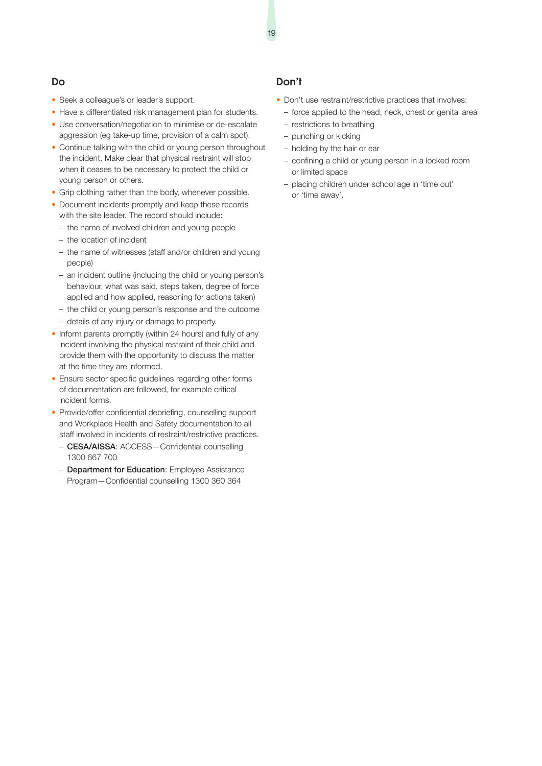## Do

- Seek a colleague's or leader's support.
- Have a differentiated risk management plan for students.
- Use conversation/negotiation to minimise or de-escalate aggression (eg take-up time, provision of a calm spot).
- Continue talking with the child or young person throughout the incident. Make clear that physical restraint will stop when it ceases to be necessary to protect the child or young person or others.
- Grip clothing rather than the body, whenever possible.
- Document incidents promptly and keep these records with the site leader. The record should include:
  - the name of involved children and young people
  - the location of incident
  - the name of witnesses (staff and/or children and young people)
  - an incident outline (including the child or young person's behaviour, what was said, steps taken, degree of force applied and how applied, reasoning for actions taken)
  - the child or young person's response and the outcome
  - details of any injury or damage to property.
- Inform parents promptly (within 24 hours) and fully of any incident involving the physical restraint of their child and provide them with the opportunity to discuss the matter at the time they are informed.
- Ensure sector specific guidelines regarding other forms of documentation are followed, for example critical incident forms.
- Provide/offer confidential debriefing, counselling support and Workplace Health and Safety documentation to all staff involved in incidents of restraint/restrictive practices.
  - **CESA/AISSA**: ACCESS—Confidential counselling 1300 667 700
  - **Department for Education**: Employee Assistance Program—Confidential counselling 1300 360 364

## Don't

- Don't use restraint/restrictive practices that involves:
  - force applied to the head, neck, chest or genital area
  - restrictions to breathing
  - punching or kicking
  - holding by the hair or ear
  - confining a child or young person in a locked room or limited space
  - placing children under school age in 'time out' or 'time away'.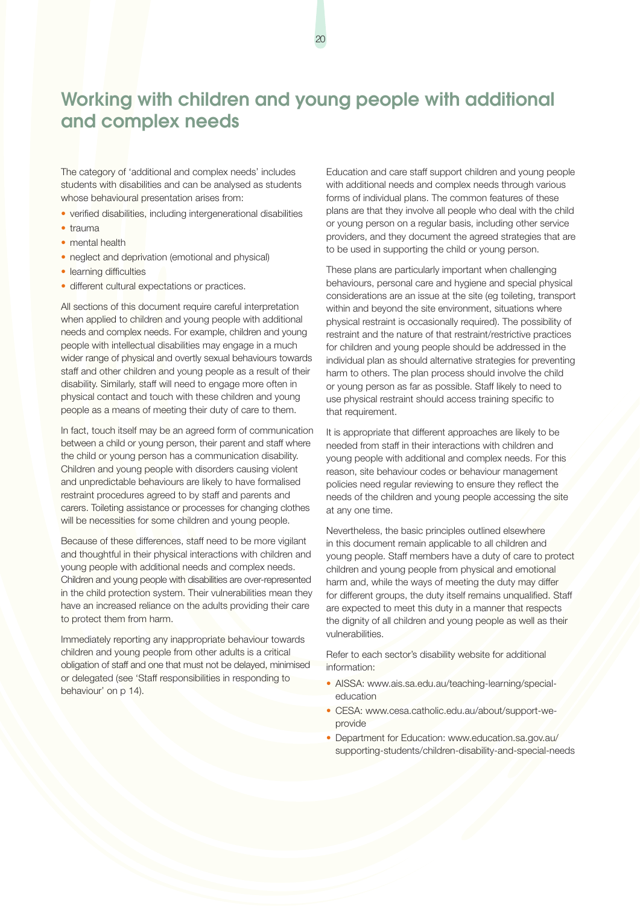# Working with children and young people with additional and complex needs

The category of 'additional and complex needs' includes students with disabilities and can be analysed as students whose behavioural presentation arises from:

- verified disabilities, including intergenerational disabilities
- trauma
- mental health
- neglect and deprivation (emotional and physical)
- learning difficulties
- different cultural expectations or practices.

All sections of this document require careful interpretation when applied to children and young people with additional needs and complex needs. For example, children and young people with intellectual disabilities may engage in a much wider range of physical and overtly sexual behaviours towards staff and other children and young people as a result of their disability. Similarly, staff will need to engage more often in physical contact and touch with these children and young people as a means of meeting their duty of care to them.

In fact, touch itself may be an agreed form of communication between a child or young person, their parent and staff where the child or young person has a communication disability. Children and young people with disorders causing violent and unpredictable behaviours are likely to have formalised restraint procedures agreed to by staff and parents and carers. Toileting assistance or processes for changing clothes will be necessities for some children and young people.

Because of these differences, staff need to be more vigilant and thoughtful in their physical interactions with children and young people with additional needs and complex needs. Children and young people with disabilities are over-represented in the child protection system. Their vulnerabilities mean they have an increased reliance on the adults providing their care to protect them from harm.

Immediately reporting any inappropriate behaviour towards children and young people from other adults is a critical obligation of staff and one that must not be delayed, minimised or delegated (see 'Staff responsibilities in responding to behaviour' on p 14).

Education and care staff support children and young people with additional needs and complex needs through various forms of individual plans. The common features of these plans are that they involve all people who deal with the child or young person on a regular basis, including other service providers, and they document the agreed strategies that are to be used in supporting the child or young person.

These plans are particularly important when challenging behaviours, personal care and hygiene and special physical considerations are an issue at the site (eg toileting, transport within and beyond the site environment, situations where physical restraint is occasionally required). The possibility of restraint and the nature of that restraint/restrictive practices for children and young people should be addressed in the individual plan as should alternative strategies for preventing harm to others. The plan process should involve the child or young person as far as possible. Staff likely to need to use physical restraint should access training specific to that requirement.

It is appropriate that different approaches are likely to be needed from staff in their interactions with children and young people with additional and complex needs. For this reason, site behaviour codes or behaviour management policies need regular reviewing to ensure they reflect the needs of the children and young people accessing the site at any one time.

Nevertheless, the basic principles outlined elsewhere in this document remain applicable to all children and young people. Staff members have a duty of care to protect children and young people from physical and emotional harm and, while the ways of meeting the duty may differ for different groups, the duty itself remains unqualified. Staff are expected to meet this duty in a manner that respects the dignity of all children and young people as well as their vulnerabilities.

Refer to each sector's disability website for additional information:

- AISSA: www.ais.sa.edu.au/teaching-learning/special-education
- CESA: www.cesa.catholic.edu.au/about/support-we-provide
- Department for Education: www.education.sa.gov.au/supporting-students/children-disability-and-special-needs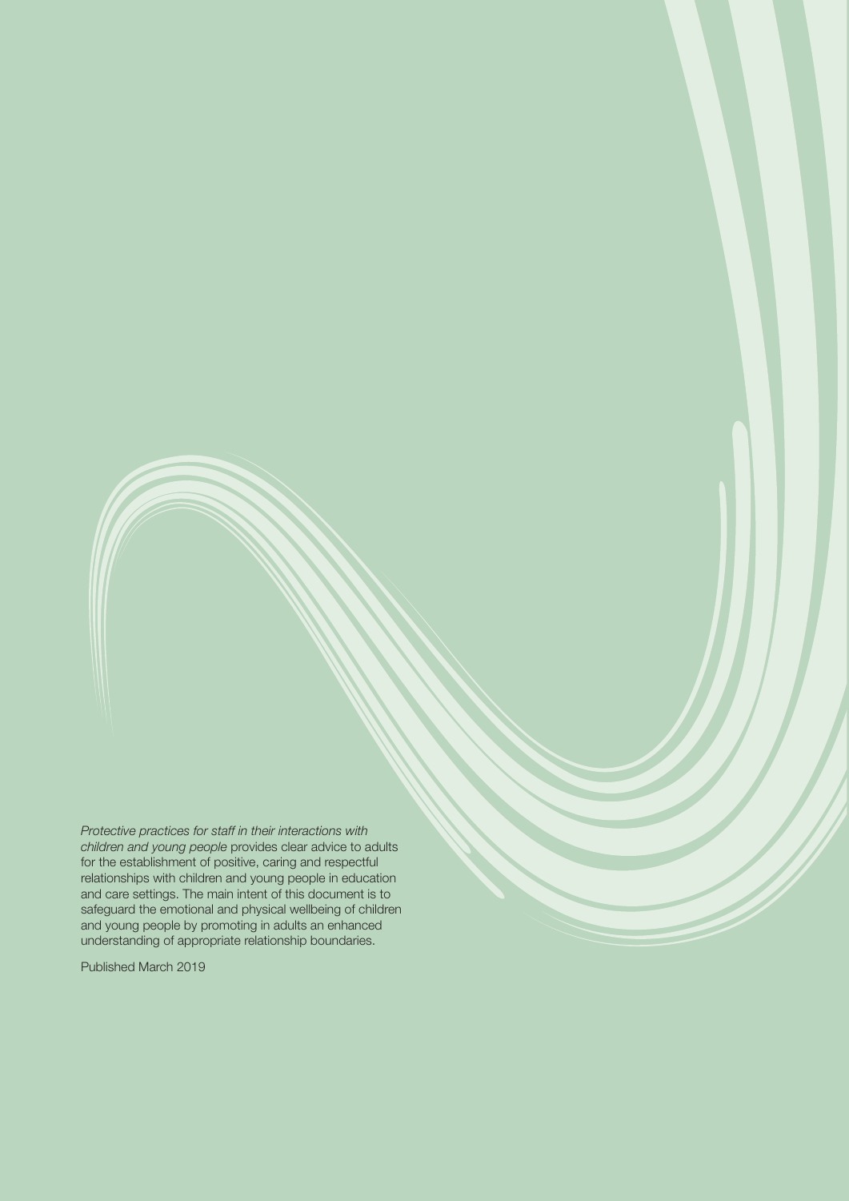*Protective practices for staff in their interactions with children and young people* provides clear advice to adults for the establishment of positive, caring and respectful relationships with children and young people in education and care settings. The main intent of this document is to safeguard the emotional and physical wellbeing of children and young people by promoting in adults an enhanced understanding of appropriate relationship boundaries.

Published March 2019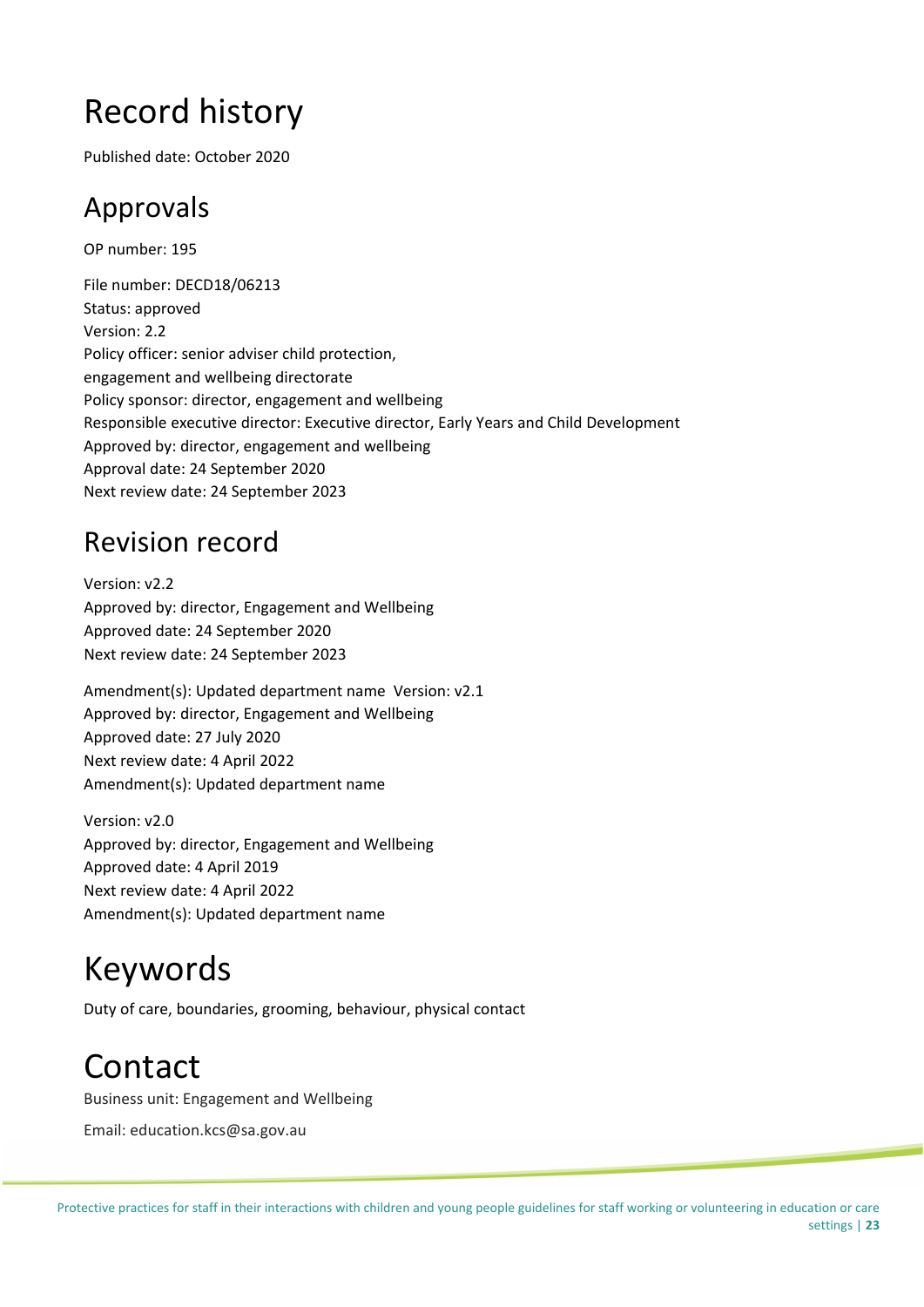# Record history

Published date: October 2020

## Approvals

OP number: 195

File number: DECD18/06213
Status: approved
Version: 2.2
Policy officer: senior adviser child protection,
engagement and wellbeing directorate
Policy sponsor: director, engagement and wellbeing
Responsible executive director: Executive director, Early Years and Child Development
Approved by: director, engagement and wellbeing
Approval date: 24 September 2020
Next review date: 24 September 2023

## Revision record

Version: v2.2
Approved by: director, Engagement and Wellbeing
Approved date: 24 September 2020
Next review date: 24 September 2023

Amendment(s): Updated department name  Version: v2.1
Approved by: director, Engagement and Wellbeing
Approved date: 27 July 2020
Next review date: 4 April 2022
Amendment(s): Updated department name

Version: v2.0
Approved by: director, Engagement and Wellbeing
Approved date: 4 April 2019
Next review date: 4 April 2022
Amendment(s): Updated department name

# Keywords

Duty of care, boundaries, grooming, behaviour, physical contact

# Contact

Business unit: Engagement and Wellbeing

Email: education.kcs@sa.gov.au